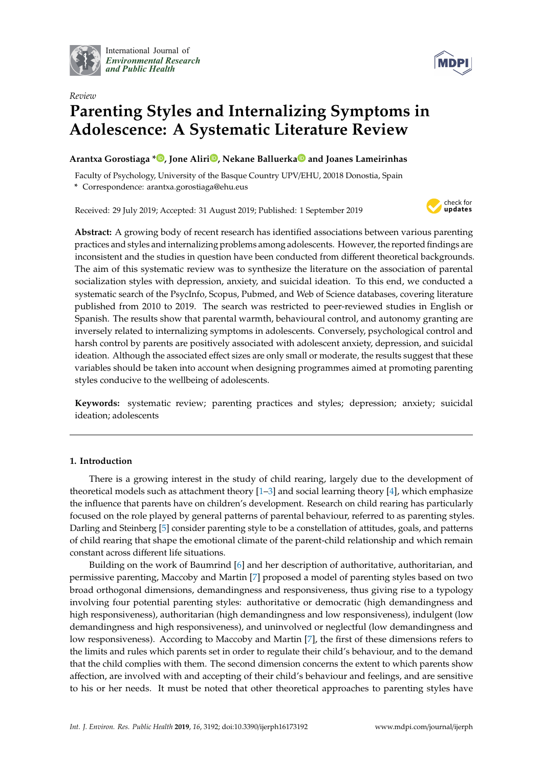International Journal of *Environmental Research and Public Health*

*Review*

# Parenting Styles and Internalizing Symptoms in Adolescence: A Systematic Literature Review

**Arantxa Gorostiaga \*, Jone Aliri, Nekane Balluerka and Joanes Lameirinhas**

Faculty of Psychology, University of the Basque Country UPV/EHU, 20018 Donostia, Spain

\* Correspondence: arantxa.gorostiaga@ehu.eus

Received: 29 July 2019; Accepted: 31 August 2019; Published: 1 September 2019

**Abstract:** A growing body of recent research has identified associations between various parenting practices and styles and internalizing problems among adolescents. However, the reported findings are inconsistent and the studies in question have been conducted from different theoretical backgrounds. The aim of this systematic review was to synthesize the literature on the association of parental socialization styles with depression, anxiety, and suicidal ideation. To this end, we conducted a systematic search of the PsycInfo, Scopus, Pubmed, and Web of Science databases, covering literature published from 2010 to 2019. The search was restricted to peer-reviewed studies in English or Spanish. The results show that parental warmth, behavioural control, and autonomy granting are inversely related to internalizing symptoms in adolescents. Conversely, psychological control and harsh control by parents are positively associated with adolescent anxiety, depression, and suicidal ideation. Although the associated effect sizes are only small or moderate, the results suggest that these variables should be taken into account when designing programmes aimed at promoting parenting styles conducive to the wellbeing of adolescents.

**Keywords:** systematic review; parenting practices and styles; depression; anxiety; suicidal ideation; adolescents

## 1. Introduction

There is a growing interest in the study of child rearing, largely due to the development of theoretical models such as attachment theory [1–3] and social learning theory [4], which emphasize the influence that parents have on children's development. Research on child rearing has particularly focused on the role played by general patterns of parental behaviour, referred to as parenting styles. Darling and Steinberg [5] consider parenting style to be a constellation of attitudes, goals, and patterns of child rearing that shape the emotional climate of the parent-child relationship and which remain constant across different life situations.

Building on the work of Baumrind [6] and her description of authoritative, authoritarian, and permissive parenting, Maccoby and Martin [7] proposed a model of parenting styles based on two broad orthogonal dimensions, demandingness and responsiveness, thus giving rise to a typology involving four potential parenting styles: authoritative or democratic (high demandingness and high responsiveness), authoritarian (high demandingness and low responsiveness), indulgent (low demandingness and high responsiveness), and uninvolved or neglectful (low demandingness and low responsiveness). According to Maccoby and Martin [7], the first of these dimensions refers to the limits and rules which parents set in order to regulate their child's behaviour, and to the demand that the child complies with them. The second dimension concerns the extent to which parents show affection, are involved with and accepting of their child's behaviour and feelings, and are sensitive to his or her needs. It must be noted that other theoretical approaches to parenting styles have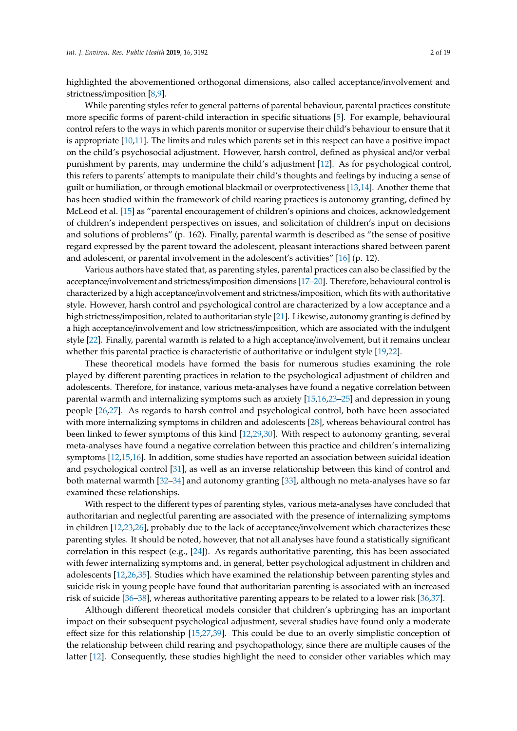highlighted the abovementioned orthogonal dimensions, also called acceptance/involvement and strictness/imposition [8,9].

While parenting styles refer to general patterns of parental behaviour, parental practices constitute more specific forms of parent-child interaction in specific situations [5]. For example, behavioural control refers to the ways in which parents monitor or supervise their child's behaviour to ensure that it is appropriate [10,11]. The limits and rules which parents set in this respect can have a positive impact on the child's psychosocial adjustment. However, harsh control, defined as physical and/or verbal punishment by parents, may undermine the child's adjustment [12]. As for psychological control, this refers to parents' attempts to manipulate their child's thoughts and feelings by inducing a sense of guilt or humiliation, or through emotional blackmail or overprotectiveness [13,14]. Another theme that has been studied within the framework of child rearing practices is autonomy granting, defined by McLeod et al. [15] as "parental encouragement of children's opinions and choices, acknowledgement of children's independent perspectives on issues, and solicitation of children's input on decisions and solutions of problems" (p. 162). Finally, parental warmth is described as "the sense of positive regard expressed by the parent toward the adolescent, pleasant interactions shared between parent and adolescent, or parental involvement in the adolescent's activities" [16] (p. 12).

Various authors have stated that, as parenting styles, parental practices can also be classified by the acceptance/involvement and strictness/imposition dimensions [17–20]. Therefore, behavioural control is characterized by a high acceptance/involvement and strictness/imposition, which fits with authoritative style. However, harsh control and psychological control are characterized by a low acceptance and a high strictness/imposition, related to authoritarian style [21]. Likewise, autonomy granting is defined by a high acceptance/involvement and low strictness/imposition, which are associated with the indulgent style [22]. Finally, parental warmth is related to a high acceptance/involvement, but it remains unclear whether this parental practice is characteristic of authoritative or indulgent style [19,22].

These theoretical models have formed the basis for numerous studies examining the role played by different parenting practices in relation to the psychological adjustment of children and adolescents. Therefore, for instance, various meta-analyses have found a negative correlation between parental warmth and internalizing symptoms such as anxiety [15,16,23–25] and depression in young people [26,27]. As regards to harsh control and psychological control, both have been associated with more internalizing symptoms in children and adolescents [28], whereas behavioural control has been linked to fewer symptoms of this kind [12,29,30]. With respect to autonomy granting, several meta-analyses have found a negative correlation between this practice and children's internalizing symptoms [12,15,16]. In addition, some studies have reported an association between suicidal ideation and psychological control [31], as well as an inverse relationship between this kind of control and both maternal warmth [32–34] and autonomy granting [33], although no meta-analyses have so far examined these relationships.

With respect to the different types of parenting styles, various meta-analyses have concluded that authoritarian and neglectful parenting are associated with the presence of internalizing symptoms in children [12,23,26], probably due to the lack of acceptance/involvement which characterizes these parenting styles. It should be noted, however, that not all analyses have found a statistically significant correlation in this respect (e.g., [24]). As regards authoritative parenting, this has been associated with fewer internalizing symptoms and, in general, better psychological adjustment in children and adolescents [12,26,35]. Studies which have examined the relationship between parenting styles and suicide risk in young people have found that authoritarian parenting is associated with an increased risk of suicide [36–38], whereas authoritative parenting appears to be related to a lower risk [36,37].

Although different theoretical models consider that children's upbringing has an important impact on their subsequent psychological adjustment, several studies have found only a moderate effect size for this relationship [15,27,39]. This could be due to an overly simplistic conception of the relationship between child rearing and psychopathology, since there are multiple causes of the latter [12]. Consequently, these studies highlight the need to consider other variables which may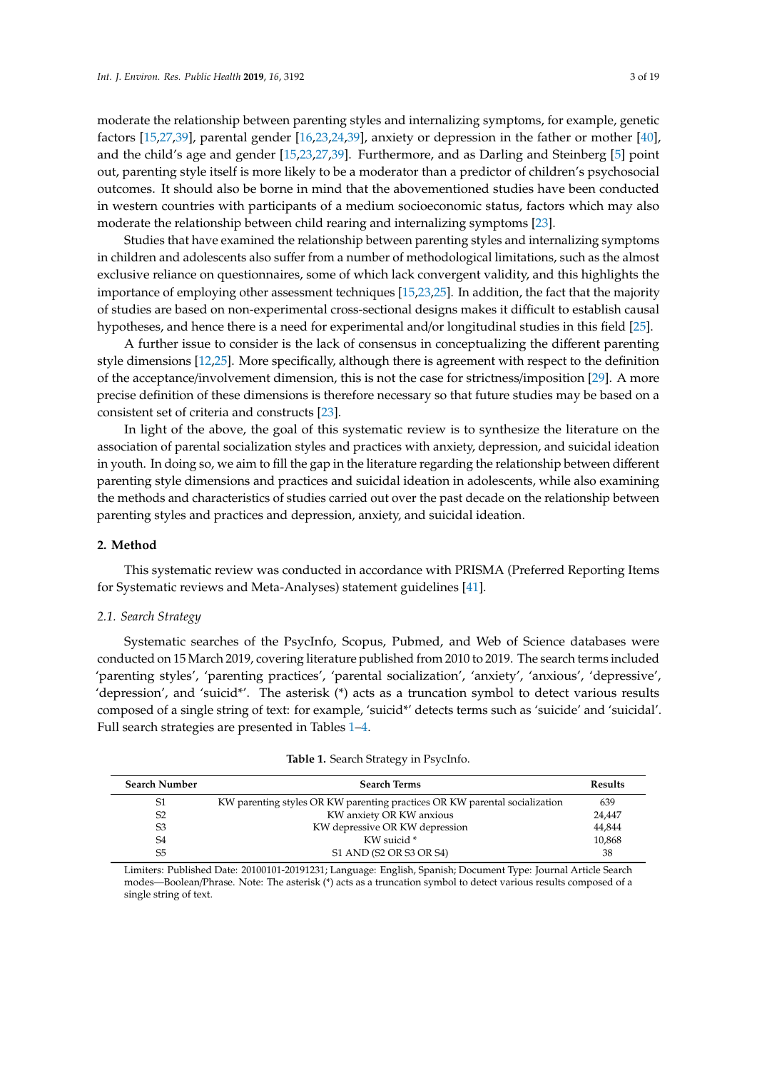moderate the relationship between parenting styles and internalizing symptoms, for example, genetic factors [15,27,39], parental gender [16,23,24,39], anxiety or depression in the father or mother [40], and the child's age and gender [15,23,27,39]. Furthermore, and as Darling and Steinberg [5] point out, parenting style itself is more likely to be a moderator than a predictor of children's psychosocial outcomes. It should also be borne in mind that the abovementioned studies have been conducted in western countries with participants of a medium socioeconomic status, factors which may also moderate the relationship between child rearing and internalizing symptoms [23].

Studies that have examined the relationship between parenting styles and internalizing symptoms in children and adolescents also suffer from a number of methodological limitations, such as the almost exclusive reliance on questionnaires, some of which lack convergent validity, and this highlights the importance of employing other assessment techniques [15,23,25]. In addition, the fact that the majority of studies are based on non-experimental cross-sectional designs makes it difficult to establish causal hypotheses, and hence there is a need for experimental and/or longitudinal studies in this field [25].

A further issue to consider is the lack of consensus in conceptualizing the different parenting style dimensions [12,25]. More specifically, although there is agreement with respect to the definition of the acceptance/involvement dimension, this is not the case for strictness/imposition [29]. A more precise definition of these dimensions is therefore necessary so that future studies may be based on a consistent set of criteria and constructs [23].

In light of the above, the goal of this systematic review is to synthesize the literature on the association of parental socialization styles and practices with anxiety, depression, and suicidal ideation in youth. In doing so, we aim to fill the gap in the literature regarding the relationship between different parenting style dimensions and practices and suicidal ideation in adolescents, while also examining the methods and characteristics of studies carried out over the past decade on the relationship between parenting styles and practices and depression, anxiety, and suicidal ideation.

## 2. Method

This systematic review was conducted in accordance with PRISMA (Preferred Reporting Items for Systematic reviews and Meta-Analyses) statement guidelines [41].

### 2.1. Search Strategy

Systematic searches of the PsycInfo, Scopus, Pubmed, and Web of Science databases were conducted on 15 March 2019, covering literature published from 2010 to 2019. The search terms included 'parenting styles', 'parenting practices', 'parental socialization', 'anxiety', 'anxious', 'depressive', 'depression', and 'suicid*'. The asterisk (*) acts as a truncation symbol to detect various results composed of a single string of text: for example, 'suicid*' detects terms such as 'suicide' and 'suicidal'. Full search strategies are presented in Tables 1–4.

**Table 1.** Search Strategy in PsycInfo.

| Search Number | Search Terms | Results |
|---|---|---|
| S1 | KW parenting styles OR KW parenting practices OR KW parental socialization | 639 |
| S2 | KW anxiety OR KW anxious | 24,447 |
| S3 | KW depressive OR KW depression | 44,844 |
| S4 | KW suicid * | 10,868 |
| S5 | S1 AND (S2 OR S3 OR S4) | 38 |

Limiters: Published Date: 20100101-20191231; Language: English, Spanish; Document Type: Journal Article Search modes—Boolean/Phrase. Note: The asterisk (*) acts as a truncation symbol to detect various results composed of a single string of text.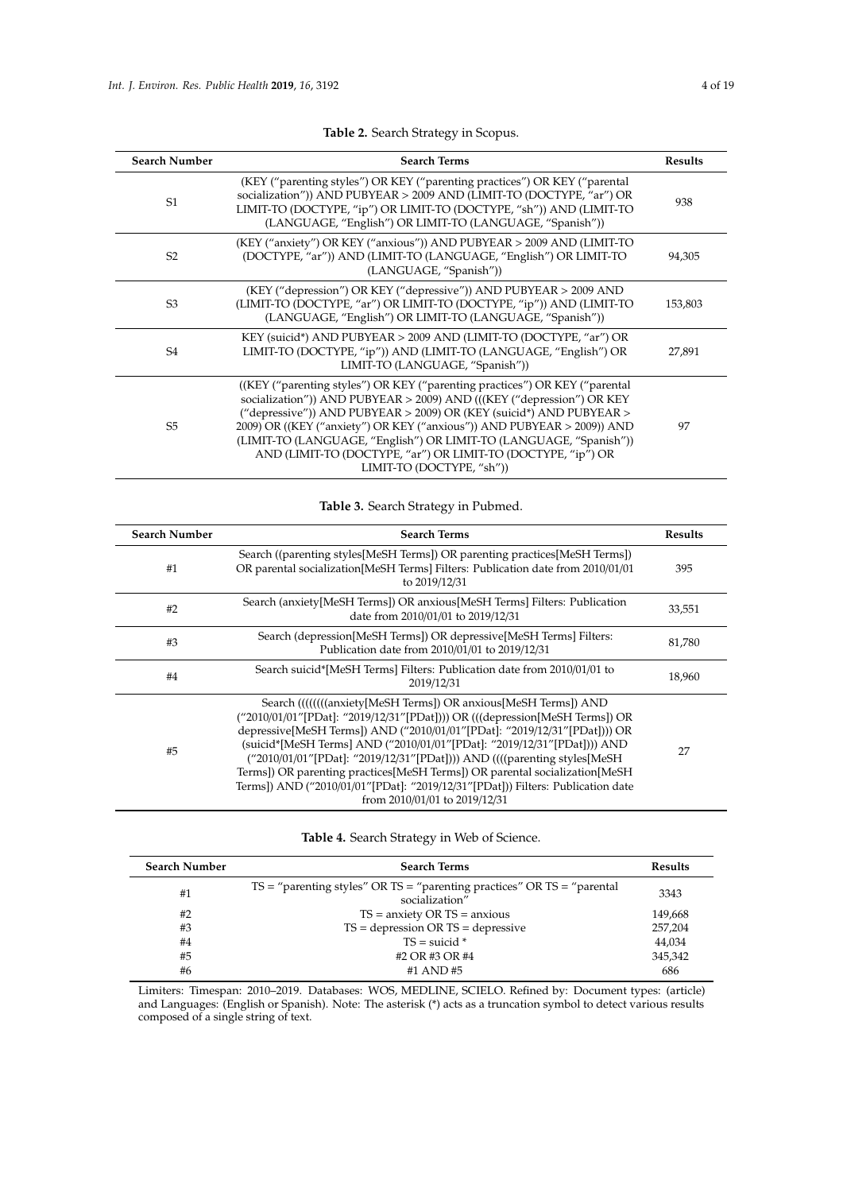**Table 2.** Search Strategy in Scopus.

| Search Number | Search Terms | Results |
|---|---|---|
| S1 | (KEY ("parenting styles") OR KEY ("parenting practices") OR KEY ("parental socialization")) AND PUBYEAR > 2009 AND (LIMIT-TO (DOCTYPE, "ar") OR LIMIT-TO (DOCTYPE, "ip") OR LIMIT-TO (DOCTYPE, "sh")) AND (LIMIT-TO (LANGUAGE, "English") OR LIMIT-TO (LANGUAGE, "Spanish")) | 938 |
| S2 | (KEY ("anxiety") OR KEY ("anxious")) AND PUBYEAR > 2009 AND (LIMIT-TO (DOCTYPE, "ar")) AND (LIMIT-TO (LANGUAGE, "English") OR LIMIT-TO (LANGUAGE, "Spanish")) | 94,305 |
| S3 | (KEY ("depression") OR KEY ("depressive")) AND PUBYEAR > 2009 AND (LIMIT-TO (DOCTYPE, "ar") OR LIMIT-TO (DOCTYPE, "ip")) AND (LIMIT-TO (LANGUAGE, "English") OR LIMIT-TO (LANGUAGE, "Spanish")) | 153,803 |
| S4 | KEY (suicid*) AND PUBYEAR > 2009 AND (LIMIT-TO (DOCTYPE, "ar") OR LIMIT-TO (DOCTYPE, "ip")) AND (LIMIT-TO (LANGUAGE, "English") OR LIMIT-TO (LANGUAGE, "Spanish")) | 27,891 |
| S5 | ((KEY ("parenting styles") OR KEY ("parenting practices") OR KEY ("parental socialization")) AND PUBYEAR > 2009) AND (((KEY ("depression") OR KEY ("depressive")) AND PUBYEAR > 2009) OR (KEY (suicid*) AND PUBYEAR > 2009) OR ((KEY ("anxiety") OR KEY ("anxious")) AND PUBYEAR > 2009)) AND (LIMIT-TO (LANGUAGE, "English") OR LIMIT-TO (LANGUAGE, "Spanish")) AND (LIMIT-TO (DOCTYPE, "ar") OR LIMIT-TO (DOCTYPE, "ip") OR LIMIT-TO (DOCTYPE, "sh")) | 97 |

**Table 3.** Search Strategy in Pubmed.

| Search Number | Search Terms | Results |
|---|---|---|
| #1 | Search ((parenting styles[MeSH Terms]) OR parenting practices[MeSH Terms]) OR parental socialization[MeSH Terms] Filters: Publication date from 2010/01/01 to 2019/12/31 | 395 |
| #2 | Search (anxiety[MeSH Terms]) OR anxious[MeSH Terms] Filters: Publication date from 2010/01/01 to 2019/12/31 | 33,551 |
| #3 | Search (depression[MeSH Terms]) OR depressive[MeSH Terms] Filters: Publication date from 2010/01/01 to 2019/12/31 | 81,780 |
| #4 | Search suicid*[MeSH Terms] Filters: Publication date from 2010/01/01 to 2019/12/31 | 18,960 |
| #5 | Search ((((((((anxiety[MeSH Terms]) OR anxious[MeSH Terms]) AND ("2010/01/01"[PDat]: "2019/12/31"[PDat]))) OR (((depression[MeSH Terms]) OR depressive[MeSH Terms]) AND ("2010/01/01"[PDat]: "2019/12/31"[PDat]))) OR (suicid*[MeSH Terms] AND ("2010/01/01"[PDat]: "2019/12/31"[PDat]))) AND ("2010/01/01"[PDat]: "2019/12/31"[PDat]))) AND ((((parenting styles[MeSH Terms]) OR parenting practices[MeSH Terms]) OR parental socialization[MeSH Terms]) AND ("2010/01/01"[PDat]: "2019/12/31"[PDat])) Filters: Publication date from 2010/01/01 to 2019/12/31 | 27 |

**Table 4.** Search Strategy in Web of Science.

| Search Number | Search Terms | Results |
|---|---|---|
| #1 | TS = "parenting styles" OR TS = "parenting practices" OR TS = "parental socialization" | 3343 |
| #2 | TS = anxiety OR TS = anxious | 149,668 |
| #3 | TS = depression OR TS = depressive | 257,204 |
| #4 | TS = suicid * | 44,034 |
| #5 | #2 OR #3 OR #4 | 345,342 |
| #6 | #1 AND #5 | 686 |

Limiters: Timespan: 2010–2019. Databases: WOS, MEDLINE, SCIELO. Refined by: Document types: (article) and Languages: (English or Spanish). Note: The asterisk (*) acts as a truncation symbol to detect various results composed of a single string of text.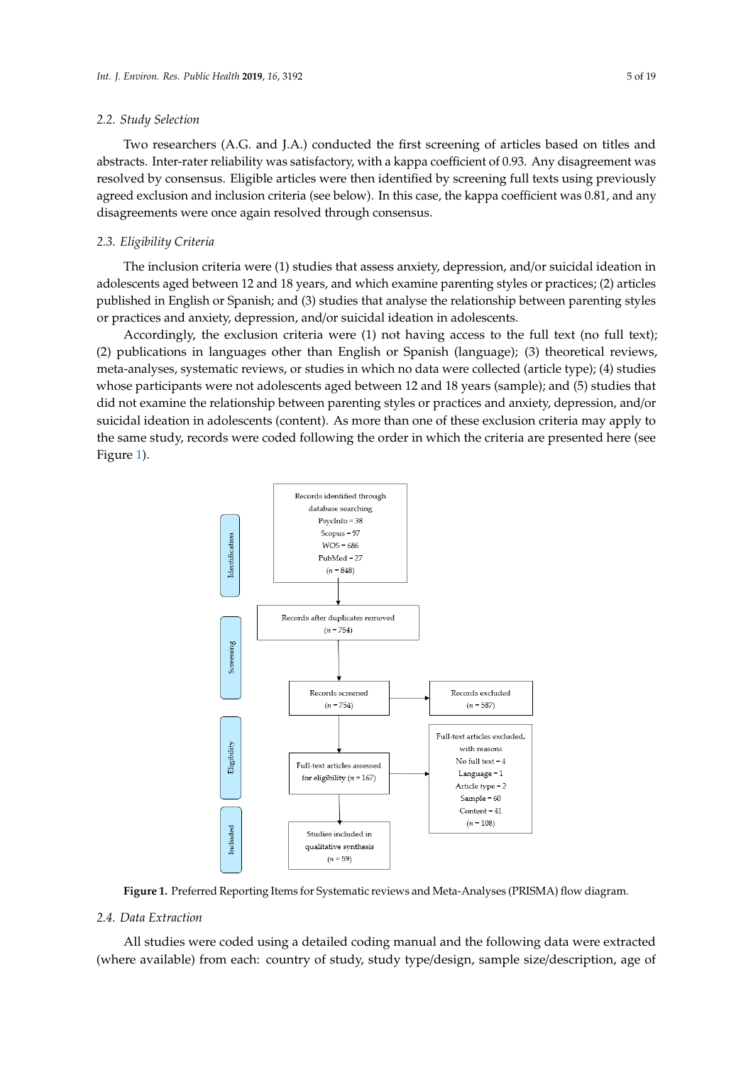### 2.2. Study Selection

Two researchers (A.G. and J.A.) conducted the first screening of articles based on titles and abstracts. Inter-rater reliability was satisfactory, with a kappa coefficient of 0.93. Any disagreement was resolved by consensus. Eligible articles were then identified by screening full texts using previously agreed exclusion and inclusion criteria (see below). In this case, the kappa coefficient was 0.81, and any disagreements were once again resolved through consensus.

### 2.3. Eligibility Criteria

The inclusion criteria were (1) studies that assess anxiety, depression, and/or suicidal ideation in adolescents aged between 12 and 18 years, and which examine parenting styles or practices; (2) articles published in English or Spanish; and (3) studies that analyse the relationship between parenting styles or practices and anxiety, depression, and/or suicidal ideation in adolescents.

Accordingly, the exclusion criteria were (1) not having access to the full text (no full text); (2) publications in languages other than English or Spanish (language); (3) theoretical reviews, meta-analyses, systematic reviews, or studies in which no data were collected (article type); (4) studies whose participants were not adolescents aged between 12 and 18 years (sample); and (5) studies that did not examine the relationship between parenting styles or practices and anxiety, depression, and/or suicidal ideation in adolescents (content). As more than one of these exclusion criteria may apply to the same study, records were coded following the order in which the criteria are presented here (see Figure 1).

Identification

Records identified through database searching
PsycInfo = 38
Scopus = 97
WOS = 686
PubMed = 27
($n$ = 848)

Screening

Records after duplicates removed
($n$ = 754)

Records screened
($n$ = 754)

Records excluded
($n$ = 587)

Eligibility

Full-text articles assessed for eligibility ($n$ = 167)

Full-text articles excluded, with reasons
No full text = 4
Language = 1
Article type = 2
Sample = 60
Content = 41
($n$ = 108)

Included

Studies included in qualitative synthesis
($n$ = 59)

**Figure 1.** Preferred Reporting Items for Systematic reviews and Meta-Analyses (PRISMA) flow diagram.

### 2.4. Data Extraction

All studies were coded using a detailed coding manual and the following data were extracted (where available) from each: country of study, study type/design, sample size/description, age of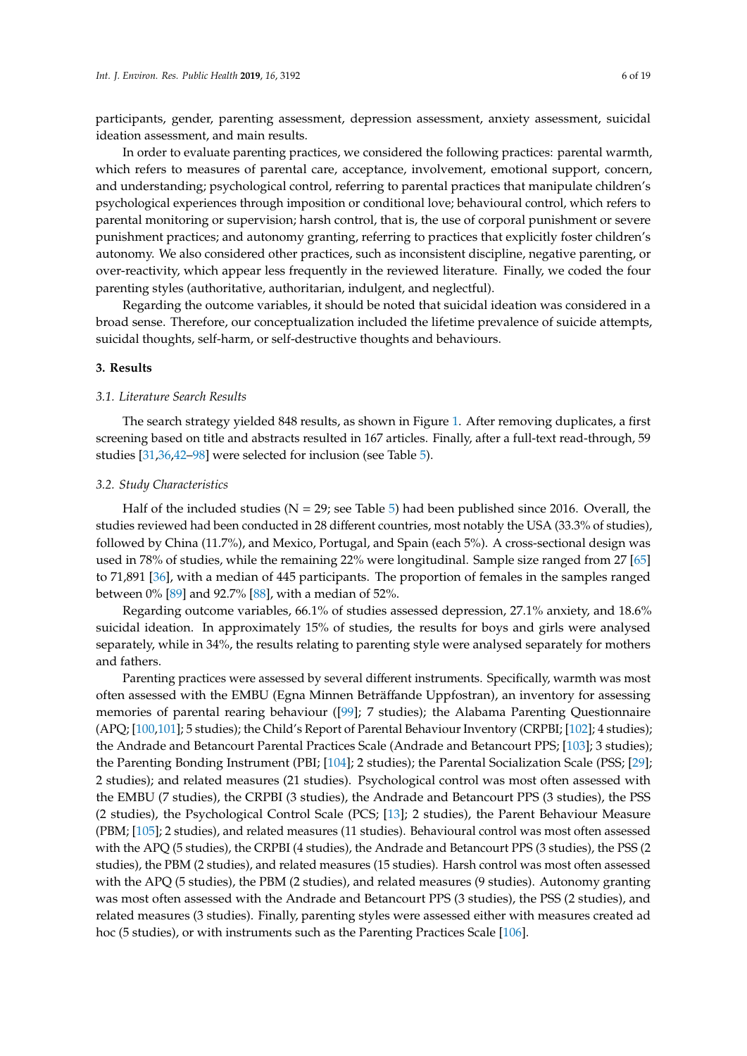participants, gender, parenting assessment, depression assessment, anxiety assessment, suicidal ideation assessment, and main results.

In order to evaluate parenting practices, we considered the following practices: parental warmth, which refers to measures of parental care, acceptance, involvement, emotional support, concern, and understanding; psychological control, referring to parental practices that manipulate children's psychological experiences through imposition or conditional love; behavioural control, which refers to parental monitoring or supervision; harsh control, that is, the use of corporal punishment or severe punishment practices; and autonomy granting, referring to practices that explicitly foster children's autonomy. We also considered other practices, such as inconsistent discipline, negative parenting, or over-reactivity, which appear less frequently in the reviewed literature. Finally, we coded the four parenting styles (authoritative, authoritarian, indulgent, and neglectful).

Regarding the outcome variables, it should be noted that suicidal ideation was considered in a broad sense. Therefore, our conceptualization included the lifetime prevalence of suicide attempts, suicidal thoughts, self-harm, or self-destructive thoughts and behaviours.

## 3. Results

### 3.1. Literature Search Results

The search strategy yielded 848 results, as shown in Figure 1. After removing duplicates, a first screening based on title and abstracts resulted in 167 articles. Finally, after a full-text read-through, 59 studies [31,36,42–98] were selected for inclusion (see Table 5).

### 3.2. Study Characteristics

Half of the included studies (N = 29; see Table 5) had been published since 2016. Overall, the studies reviewed had been conducted in 28 different countries, most notably the USA (33.3% of studies), followed by China (11.7%), and Mexico, Portugal, and Spain (each 5%). A cross-sectional design was used in 78% of studies, while the remaining 22% were longitudinal. Sample size ranged from 27 [65] to 71,891 [36], with a median of 445 participants. The proportion of females in the samples ranged between 0% [89] and 92.7% [88], with a median of 52%.

Regarding outcome variables, 66.1% of studies assessed depression, 27.1% anxiety, and 18.6% suicidal ideation. In approximately 15% of studies, the results for boys and girls were analysed separately, while in 34%, the results relating to parenting style were analysed separately for mothers and fathers.

Parenting practices were assessed by several different instruments. Specifically, warmth was most often assessed with the EMBU (Egna Minnen Beträffande Uppfostran), an inventory for assessing memories of parental rearing behaviour ([99]; 7 studies); the Alabama Parenting Questionnaire (APQ; [100,101]; 5 studies); the Child's Report of Parental Behaviour Inventory (CRPBI; [102]; 4 studies); the Andrade and Betancourt Parental Practices Scale (Andrade and Betancourt PPS; [103]; 3 studies); the Parenting Bonding Instrument (PBI; [104]; 2 studies); the Parental Socialization Scale (PSS; [29]; 2 studies); and related measures (21 studies). Psychological control was most often assessed with the EMBU (7 studies), the CRPBI (3 studies), the Andrade and Betancourt PPS (3 studies), the PSS (2 studies), the Psychological Control Scale (PCS; [13]; 2 studies), the Parent Behaviour Measure (PBM; [105]; 2 studies), and related measures (11 studies). Behavioural control was most often assessed with the APQ (5 studies), the CRPBI (4 studies), the Andrade and Betancourt PPS (3 studies), the PSS (2 studies), the PBM (2 studies), and related measures (15 studies). Harsh control was most often assessed with the APQ (5 studies), the PBM (2 studies), and related measures (9 studies). Autonomy granting was most often assessed with the Andrade and Betancourt PPS (3 studies), the PSS (2 studies), and related measures (3 studies). Finally, parenting styles were assessed either with measures created ad hoc (5 studies), or with instruments such as the Parenting Practices Scale [106].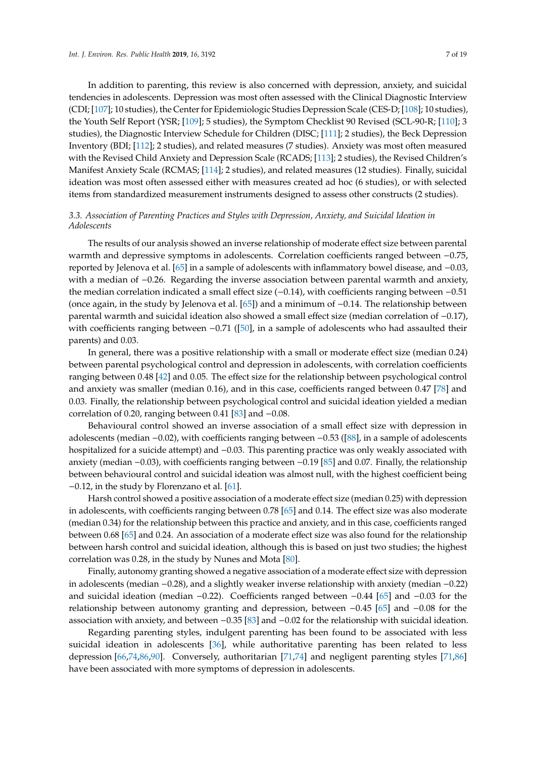In addition to parenting, this review is also concerned with depression, anxiety, and suicidal tendencies in adolescents. Depression was most often assessed with the Clinical Diagnostic Interview (CDI; [107]; 10 studies), the Center for Epidemiologic Studies Depression Scale (CES-D; [108]; 10 studies), the Youth Self Report (YSR; [109]; 5 studies), the Symptom Checklist 90 Revised (SCL-90-R; [110]; 3 studies), the Diagnostic Interview Schedule for Children (DISC; [111]; 2 studies), the Beck Depression Inventory (BDI; [112]; 2 studies), and related measures (7 studies). Anxiety was most often measured with the Revised Child Anxiety and Depression Scale (RCADS; [113]; 2 studies), the Revised Children's Manifest Anxiety Scale (RCMAS; [114]; 2 studies), and related measures (12 studies). Finally, suicidal ideation was most often assessed either with measures created ad hoc (6 studies), or with selected items from standardized measurement instruments designed to assess other constructs (2 studies).

### *3.3. Association of Parenting Practices and Styles with Depression, Anxiety, and Suicidal Ideation in Adolescents*

The results of our analysis showed an inverse relationship of moderate effect size between parental warmth and depressive symptoms in adolescents. Correlation coefficients ranged between −0.75, reported by Jelenova et al. [65] in a sample of adolescents with inflammatory bowel disease, and −0.03, with a median of −0.26. Regarding the inverse association between parental warmth and anxiety, the median correlation indicated a small effect size (−0.14), with coefficients ranging between −0.51 (once again, in the study by Jelenova et al. [65]) and a minimum of −0.14. The relationship between parental warmth and suicidal ideation also showed a small effect size (median correlation of −0.17), with coefficients ranging between −0.71 ([50], in a sample of adolescents who had assaulted their parents) and 0.03.

In general, there was a positive relationship with a small or moderate effect size (median 0.24) between parental psychological control and depression in adolescents, with correlation coefficients ranging between 0.48 [42] and 0.05. The effect size for the relationship between psychological control and anxiety was smaller (median 0.16), and in this case, coefficients ranged between 0.47 [78] and 0.03. Finally, the relationship between psychological control and suicidal ideation yielded a median correlation of 0.20, ranging between 0.41 [83] and −0.08.

Behavioural control showed an inverse association of a small effect size with depression in adolescents (median −0.02), with coefficients ranging between −0.53 ([88], in a sample of adolescents hospitalized for a suicide attempt) and −0.03. This parenting practice was only weakly associated with anxiety (median −0.03), with coefficients ranging between −0.19 [85] and 0.07. Finally, the relationship between behavioural control and suicidal ideation was almost null, with the highest coefficient being −0.12, in the study by Florenzano et al. [61].

Harsh control showed a positive association of a moderate effect size (median 0.25) with depression in adolescents, with coefficients ranging between 0.78 [65] and 0.14. The effect size was also moderate (median 0.34) for the relationship between this practice and anxiety, and in this case, coefficients ranged between 0.68 [65] and 0.24. An association of a moderate effect size was also found for the relationship between harsh control and suicidal ideation, although this is based on just two studies; the highest correlation was 0.28, in the study by Nunes and Mota [80].

Finally, autonomy granting showed a negative association of a moderate effect size with depression in adolescents (median −0.28), and a slightly weaker inverse relationship with anxiety (median −0.22) and suicidal ideation (median −0.22). Coefficients ranged between −0.44 [65] and −0.03 for the relationship between autonomy granting and depression, between −0.45 [65] and −0.08 for the association with anxiety, and between −0.35 [83] and −0.02 for the relationship with suicidal ideation.

Regarding parenting styles, indulgent parenting has been found to be associated with less suicidal ideation in adolescents [36], while authoritative parenting has been related to less depression [66,74,86,90]. Conversely, authoritarian [71,74] and negligent parenting styles [71,86] have been associated with more symptoms of depression in adolescents.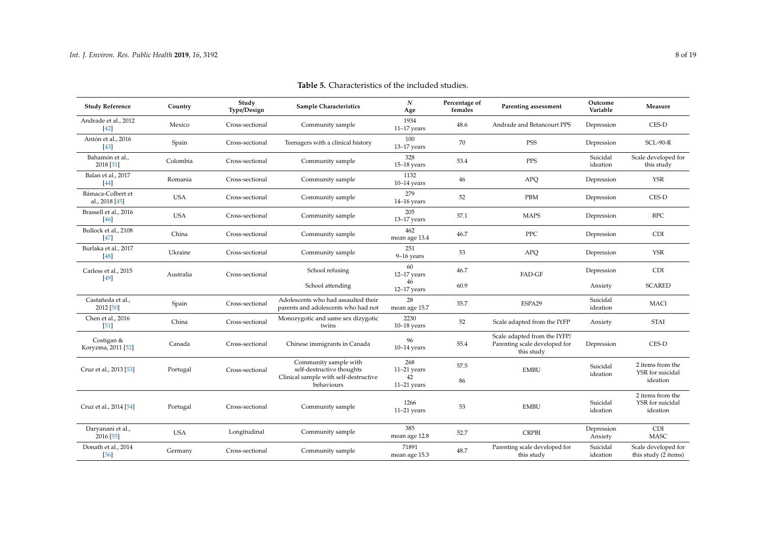**Table 5.** Characteristics of the included studies.

| Study Reference | Country | Study Type/Design | Sample Characteristics | N Age | Percentage of females | Parenting assessment | Outcome Variable | Measure |
|---|---|---|---|---|---|---|---|---|
| Andrade et al., 2012 [42] | Mexico | Cross-sectional | Community sample | 1934 11–17 years | 48.6 | Andrade and Betancourt PPS | Depression | CES-D |
| Antón et al., 2016 [43] | Spain | Cross-sectional | Teenagers with a clinical history | 100 13–17 years | 70 | PSS | Depression | SCL-90-R |
| Bahamón et al., 2018 [31] | Colombia | Cross-sectional | Community sample | 328 15–18 years | 53.4 | PPS | Suicidal ideation | Scale developed for this study |
| Balan et al., 2017 [44] | Romania | Cross-sectional | Community sample | 1132 10–14 years | 46 | APQ | Depression | YSR |
| Bámaca-Colbert et al., 2018 [45] | USA | Cross-sectional | Community sample | 279 14–16 years | 52 | PBM | Depression | CES-D |
| Brassell et al., 2016 [46] | USA | Cross-sectional | Community sample | 205 13–17 years | 37.1 | MAPS | Depression | BPC |
| Bullock et al., 2108 [47] | China | Cross-sectional | Community sample | 462 mean age 13.4 | 46.7 | PPC | Depression | CDI |
| Burlaka et al., 2017 [48] | Ukraine | Cross-sectional | Community sample | 251 9–16 years | 53 | APQ | Depression | YSR |
| Carless et al., 2015 [49] | Australia | Cross-sectional | School refusing | 60 12–17 years | 46.7 | FAD-GF | Depression | CDI |
| | | | School attending | 46 12–17 years | 60.9 | | Anxiety | SCARED |
| Castañeda et al., 2012 [50] | Spain | Cross-sectional | Adolescents who had assaulted their parents and adolescents who had not | 28 mean age 15.7 | 35.7 | ESPA29 | Suicidal ideation | MACI |
| Chen et al., 2016 [51] | China | Cross-sectional | Monozygotic and same sex dizygotic twins | 2230 10–18 years | 52 | Scale adapted from the IYFP | Anxiety | STAI |
| Costigan & Koryzma, 2011 [52] | Canada | Cross-sectional | Chinese immigrants in Canada | 96 10–14 years | 55.4 | Scale adapted from the IYFP/ Parenting scale developed for this study | Depression | CES-D |
| Cruz et al., 2013 [53] | Portugal | Cross-sectional | Community sample with self-destructive thoughts | 268 11–21 years | 57.5 | EMBU | Suicidal ideation | 2 items from the YSR for suicidal ideation |
| | | | Clinical sample with self-destructive behaviours | 42 11–21 years | 86 | | | |
| Cruz et al., 2014 [54] | Portugal | Cross-sectional | Community sample | 1266 11–21 years | 53 | EMBU | Suicidal ideation | 2 items from the YSR for suicidal ideation |
| Daryanani et al., 2016 [55] | USA | Longitudinal | Community sample | 385 mean age 12.8 | 52.7 | CRPBI | Depression Anxiety | CDI MASC |
| Donath et al., 2014 [36] | Germany | Cross-sectional | Community sample | 71891 mean age 15.3 | 48.7 | Parenting scale developed for this study | Suicidal ideation | Scale developed for this study (2 items) |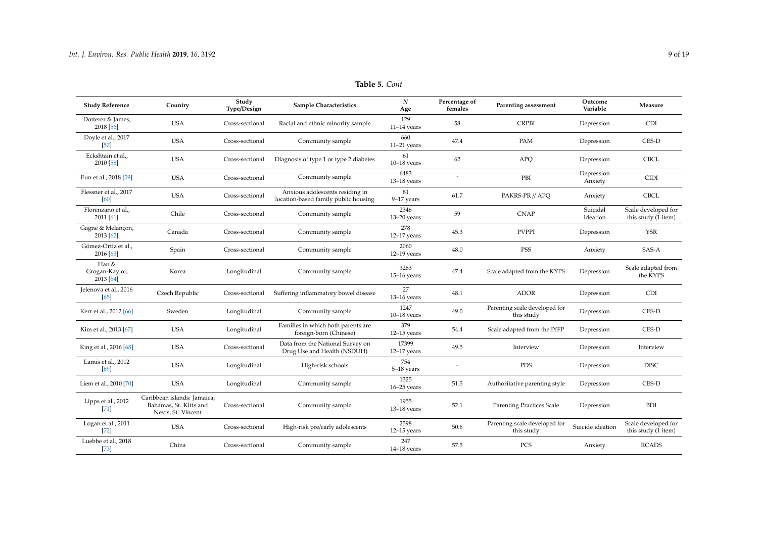**Table 5.** *Cont*

| Study Reference | Country | Study Type/Design | Sample Characteristics | N Age | Percentage of females | Parenting assessment | Outcome Variable | Measure |
|---|---|---|---|---|---|---|---|---|
| Dotterer & James, 2018 [56] | USA | Cross-sectional | Racial and ethnic minority sample | 129 11–14 years | 58 | CRPBI | Depression | CDI |
| Doyle et al., 2017 [57] | USA | Cross-sectional | Community sample | 660 11–21 years | 47.4 | PAM | Depression | CES-D |
| Eckshtain et al., 2010 [58] | USA | Cross-sectional | Diagnosis of type 1 or type 2 diabetes | 61 10–18 years | 62 | APQ | Depression | CBCL |
| Eun et al., 2018 [59] | USA | Cross-sectional | Community sample | 6483 13–18 years | - | PBI | Depression Anxiety | CIDI |
| Flessner et al., 2017 [60] | USA | Cross-sectional | Anxious adolescents residing in location-based family public housing | 81 9–17 years | 61.7 | PAKRS-PR // APQ | Anxiety | CBCL |
| Florenzano et al., 2011 [61] | Chile | Cross-sectional | Community sample | 2346 13–20 years | 59 | CNAP | Suicidal ideation | Scale developed for this study (1 item) |
| Gagné & Melançon, 2013 [62] | Canada | Cross-sectional | Community sample | 278 12–17 years | 45.3 | PVPPI | Depression | YSR |
| Gómez-Ortiz et al., 2016 [63] | Spain | Cross-sectional | Community sample | 2060 12–19 years | 48.0 | PSS | Anxiety | SAS-A |
| Han & Grogan-Kaylor, 2013 [64] | Korea | Longitudinal | Community sample | 3263 15–16 years | 47.4 | Scale adapted from the KYPS | Depression | Scale adapted from the KYPS |
| Jelenova et al., 2016 [65] | Czech Republic | Cross-sectional | Suffering inflammatory bowel disease | 27 13–16 years | 48.1 | ADOR | Depression | CDI |
| Kerr et al., 2012 [66] | Sweden | Longitudinal | Community sample | 1247 10–18 years | 49.0 | Parenting scale developed for this study | Depression | CES-D |
| Kim et al., 2013 [67] | USA | Longitudinal | Families in which both parents are foreign-born (Chinese) | 379 12–15 years | 54.4 | Scale adapted from the IYFP | Depression | CES-D |
| King et al., 2016 [68] | USA | Cross-sectional | Data from the National Survey on Drug Use and Health (NSDUH) | 17399 12–17 years | 49.5 | Interview | Depression | Interview |
| Lamis et al., 2012 [69] | USA | Longitudinal | High-risk schools | 754 5–18 years | - | PDS | Depression | DISC |
| Liem et al., 2010 [70] | USA | Longitudinal | Community sample | 1325 16–25 years | 51.5 | Authoritative parenting style | Depression | CES-D |
| Lipps et al., 2012 [71] | Caribbean islands: Jamaica, Bahamas, St. Kitts and Nevis, St. Vincent | Cross-sectional | Community sample | 1955 13–18 years | 52.1 | Parenting Practices Scale | Depression | BDI |
| Logan et al., 2011 [72] | USA | Cross-sectional | High-risk pre/early adolescents | 2598 12–15 years | 50.6 | Parenting scale developed for this study | Suicide ideation | Scale developed for this study (1 item) |
| Luebbe et al., 2018 [73] | China | Cross-sectional | Community sample | 247 14–18 years | 57.5 | PCS | Anxiety | RCADS |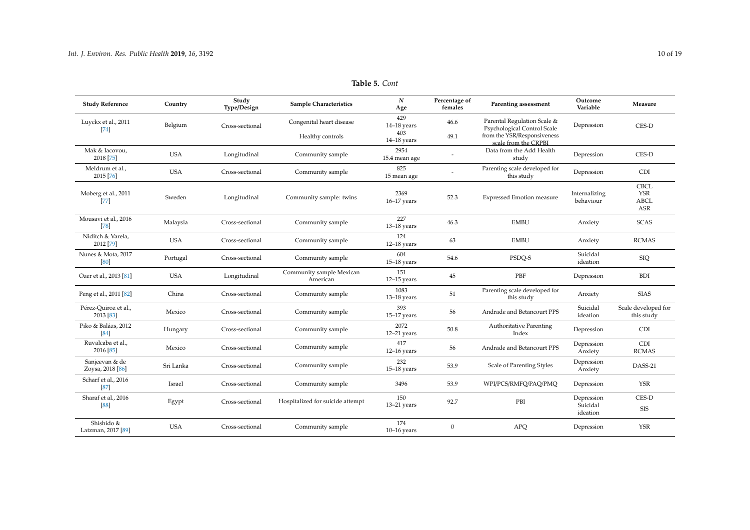**Table 5.** *Cont*

| Study Reference | Country | Study Type/Design | Sample Characteristics | *N* Age | Percentage of females | Parenting assessment | Outcome Variable | Measure |
|---|---|---|---|---|---|---|---|---|
| Luyckx et al., 2011 [74] | Belgium | Cross-sectional | Congenital heart disease | 429 14–18 years | 46.6 | Parental Regulation Scale & Psychological Control Scale from the YSR/Responsiveness scale from the CRPBI | Depression | CES-D |
| | | | Healthy controls | 403 14–18 years | 49.1 | | | |
| Mak & Iacovou, 2018 [75] | USA | Longitudinal | Community sample | 2954 15.4 mean age | - | Data from the Add Health study | Depression | CES-D |
| Meldrum et al., 2015 [76] | USA | Cross-sectional | Community sample | 825 15 mean age | - | Parenting scale developed for this study | Depression | CDI |
| Moberg et al., 2011 [77] | Sweden | Longitudinal | Community sample: twins | 2369 16–17 years | 52.3 | Expressed Emotion measure | Internalizing behaviour | CBCL YSR ABCL ASR |
| Mousavi et al., 2016 [78] | Malaysia | Cross-sectional | Community sample | 227 13–18 years | 46.3 | EMBU | Anxiety | SCAS |
| Niditch & Varela, 2012 [79] | USA | Cross-sectional | Community sample | 124 12–18 years | 63 | EMBU | Anxiety | RCMAS |
| Nunes & Mota, 2017 [80] | Portugal | Cross-sectional | Community sample | 604 15–18 years | 54.6 | PSDQ-S | Suicidal ideation | SIQ |
| Ozer et al., 2013 [81] | USA | Longitudinal | Community sample Mexican American | 151 12–15 years | 45 | PBF | Depression | BDI |
| Peng et al., 2011 [82] | China | Cross-sectional | Community sample | 1083 13–18 years | 51 | Parenting scale developed for this study | Anxiety | SIAS |
| Pérez-Quiroz et al., 2013 [83] | Mexico | Cross-sectional | Community sample | 393 15–17 years | 56 | Andrade and Betancourt PPS | Suicidal ideation | Scale developed for this study |
| Piko & Balázs, 2012 [84] | Hungary | Cross-sectional | Community sample | 2072 12–21 years | 50.8 | Authoritative Parenting Index | Depression | CDI |
| Ruvalcaba et al., 2016 [85] | Mexico | Cross-sectional | Community sample | 417 12–16 years | 56 | Andrade and Betancourt PPS | Depression Anxiety | CDI RCMAS |
| Sanjeevan & de Zoysa, 2018 [86] | Sri Lanka | Cross-sectional | Community sample | 232 15–18 years | 53.9 | Scale of Parenting Styles | Depression Anxiety | DASS-21 |
| Scharf et al., 2016 [87] | Israel | Cross-sectional | Community sample | 3496 | 53.9 | WPI/PCS/RMFQ/PAQ/PMQ | Depression | YSR |
| Sharaf et al., 2016 [88] | Egypt | Cross-sectional | Hospitalized for suicide attempt | 150 13–21 years | 92.7 | PBI | Depression Suicidal ideation | CES-D SIS |
| Shishido & Latzman, 2017 [89] | USA | Cross-sectional | Community sample | 174 10–16 years | 0 | APQ | Depression | YSR |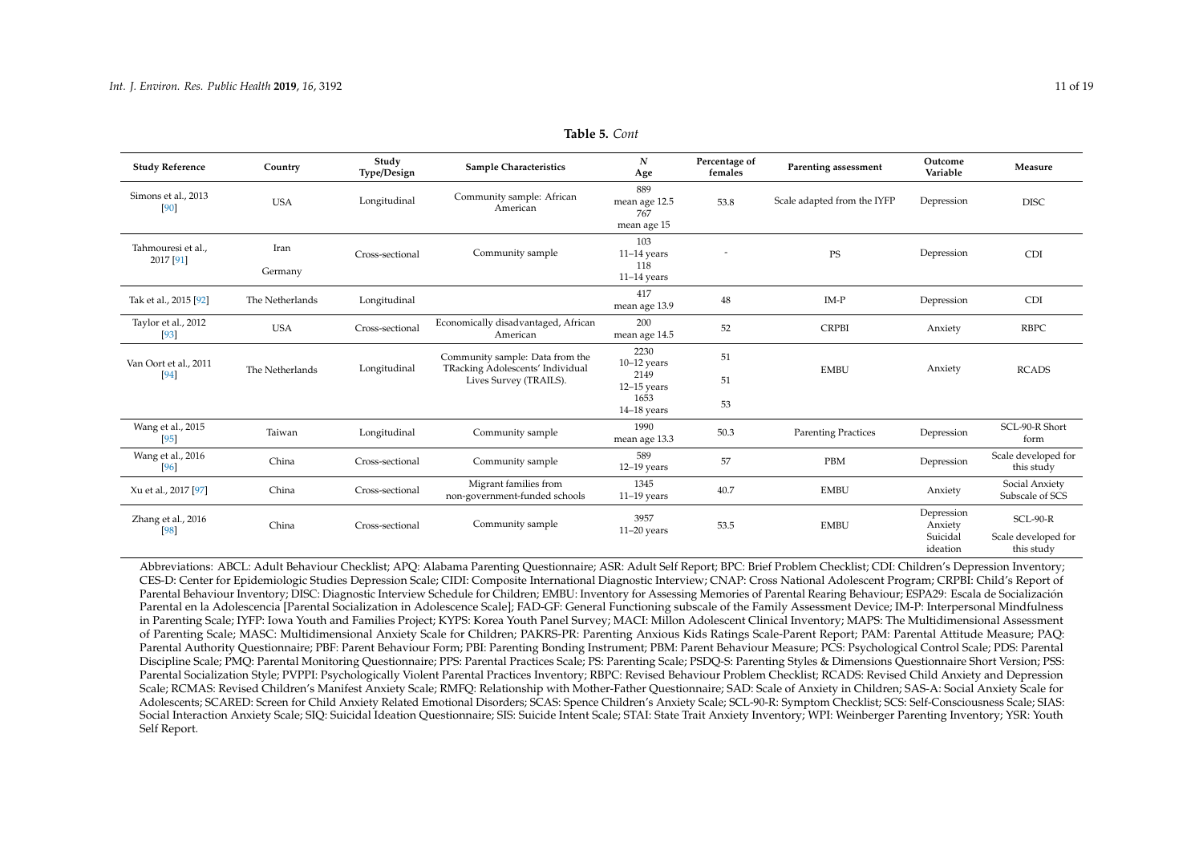**Table 5.** *Cont*

| Study Reference | Country | Study Type/Design | Sample Characteristics | *N* Age | Percentage of females | Parenting assessment | Outcome Variable | Measure |
|---|---|---|---|---|---|---|---|---|
| Simons et al., 2013 [90] | USA | Longitudinal | Community sample: African American | 889 mean age 12.5 767 mean age 15 | 53.8 | Scale adapted from the IYFP | Depression | DISC |
| Tahmouresi et al., 2017 [91] | Iran Germany | Cross-sectional | Community sample | 103 11–14 years 118 11–14 years | - | PS | Depression | CDI |
| Tak et al., 2015 [92] | The Netherlands | Longitudinal | | 417 mean age 13.9 | 48 | IM-P | Depression | CDI |
| Taylor et al., 2012 [93] | USA | Cross-sectional | Economically disadvantaged, African American | 200 mean age 14.5 | 52 | CRPBI | Anxiety | RBPC |
| Van Oort et al., 2011 [94] | The Netherlands | Longitudinal | Community sample: Data from the TRacking Adolescents' Individual Lives Survey (TRAILS). | 2230 10–12 years 2149 12–15 years 1653 14–18 years | 51 51 53 | EMBU | Anxiety | RCADS |
| Wang et al., 2015 [95] | Taiwan | Longitudinal | Community sample | 1990 mean age 13.3 | 50.3 | Parenting Practices | Depression | SCL-90-R Short form |
| Wang et al., 2016 [96] | China | Cross-sectional | Community sample | 589 12–19 years | 57 | PBM | Depression | Scale developed for this study |
| Xu et al., 2017 [97] | China | Cross-sectional | Migrant families from non-government-funded schools | 1345 11–19 years | 40.7 | EMBU | Anxiety | Social Anxiety Subscale of SCS |
| Zhang et al., 2016 [98] | China | Cross-sectional | Community sample | 3957 11–20 years | 53.5 | EMBU | Depression Anxiety Suicidal ideation | SCL-90-R Scale developed for this study |

Abbreviations: ABCL: Adult Behaviour Checklist; APQ: Alabama Parenting Questionnaire; ASR: Adult Self Report; BPC: Brief Problem Checklist; CDI: Children's Depression Inventory; CES-D: Center for Epidemiologic Studies Depression Scale; CIDI: Composite International Diagnostic Interview; CNAP: Cross National Adolescent Program; CRPBI: Child's Report of Parental Behaviour Inventory; DISC: Diagnostic Interview Schedule for Children; EMBU: Inventory for Assessing Memories of Parental Rearing Behaviour; ESPA29: Escala de Socialización Parental en la Adolescencia [Parental Socialization in Adolescence Scale]; FAD-GF: General Functioning subscale of the Family Assessment Device; IM-P: Interpersonal Mindfulness in Parenting Scale; IYFP: Iowa Youth and Families Project; KYPS: Korea Youth Panel Survey; MACI: Millon Adolescent Clinical Inventory; MAPS: The Multidimensional Assessment of Parenting Scale; MASC: Multidimensional Anxiety Scale for Children; PAKRS-PR: Parenting Anxious Kids Ratings Scale-Parent Report; PAM: Parental Attitude Measure; PAQ: Parental Authority Questionnaire; PBF: Parent Behaviour Form; PBI: Parenting Bonding Instrument; PBM: Parent Behaviour Measure; PCS: Psychological Control Scale; PDS: Parental Discipline Scale; PMQ: Parental Monitoring Questionnaire; PPS: Parental Practices Scale; PS: Parenting Scale; PSDQ-S: Parenting Styles & Dimensions Questionnaire Short Version; PSS: Parental Socialization Style; PVPPI: Psychologically Violent Parental Practices Inventory; RBPC: Revised Behaviour Problem Checklist; RCADS: Revised Child Anxiety and Depression Scale; RCMAS: Revised Children's Manifest Anxiety Scale; RMFQ: Relationship with Mother-Father Questionnaire; SAD: Scale of Anxiety in Children; SAS-A: Social Anxiety Scale for Adolescents; SCARED: Screen for Child Anxiety Related Emotional Disorders; SCAS: Spence Children's Anxiety Scale; SCL-90-R: Symptom Checklist; SCS: Self-Consciousness Scale; SIAS: Social Interaction Anxiety Scale; SIQ: Suicidal Ideation Questionnaire; SIS: Suicide Intent Scale; STAI: State Trait Anxiety Inventory; WPI: Weinberger Parenting Inventory; YSR: Youth Self Report.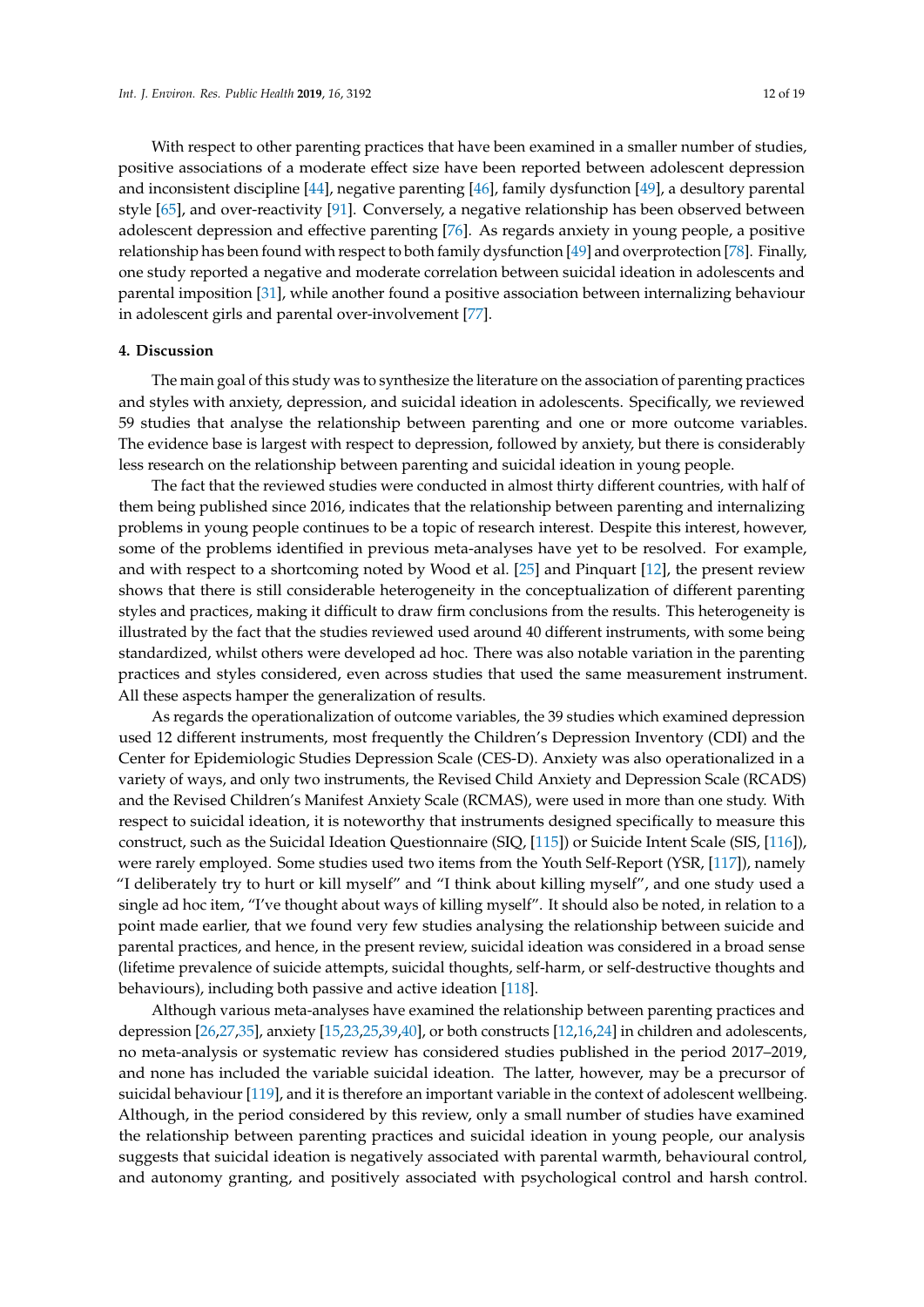With respect to other parenting practices that have been examined in a smaller number of studies, positive associations of a moderate effect size have been reported between adolescent depression and inconsistent discipline [44], negative parenting [46], family dysfunction [49], a desultory parental style [65], and over-reactivity [91]. Conversely, a negative relationship has been observed between adolescent depression and effective parenting [76]. As regards anxiety in young people, a positive relationship has been found with respect to both family dysfunction [49] and overprotection [78]. Finally, one study reported a negative and moderate correlation between suicidal ideation in adolescents and parental imposition [31], while another found a positive association between internalizing behaviour in adolescent girls and parental over-involvement [77].

## 4. Discussion

The main goal of this study was to synthesize the literature on the association of parenting practices and styles with anxiety, depression, and suicidal ideation in adolescents. Specifically, we reviewed 59 studies that analyse the relationship between parenting and one or more outcome variables. The evidence base is largest with respect to depression, followed by anxiety, but there is considerably less research on the relationship between parenting and suicidal ideation in young people.

The fact that the reviewed studies were conducted in almost thirty different countries, with half of them being published since 2016, indicates that the relationship between parenting and internalizing problems in young people continues to be a topic of research interest. Despite this interest, however, some of the problems identified in previous meta-analyses have yet to be resolved. For example, and with respect to a shortcoming noted by Wood et al. [25] and Pinquart [12], the present review shows that there is still considerable heterogeneity in the conceptualization of different parenting styles and practices, making it difficult to draw firm conclusions from the results. This heterogeneity is illustrated by the fact that the studies reviewed used around 40 different instruments, with some being standardized, whilst others were developed ad hoc. There was also notable variation in the parenting practices and styles considered, even across studies that used the same measurement instrument. All these aspects hamper the generalization of results.

As regards the operationalization of outcome variables, the 39 studies which examined depression used 12 different instruments, most frequently the Children's Depression Inventory (CDI) and the Center for Epidemiologic Studies Depression Scale (CES-D). Anxiety was also operationalized in a variety of ways, and only two instruments, the Revised Child Anxiety and Depression Scale (RCADS) and the Revised Children's Manifest Anxiety Scale (RCMAS), were used in more than one study. With respect to suicidal ideation, it is noteworthy that instruments designed specifically to measure this construct, such as the Suicidal Ideation Questionnaire (SIQ, [115]) or Suicide Intent Scale (SIS, [116]), were rarely employed. Some studies used two items from the Youth Self-Report (YSR, [117]), namely "I deliberately try to hurt or kill myself" and "I think about killing myself", and one study used a single ad hoc item, "I've thought about ways of killing myself". It should also be noted, in relation to a point made earlier, that we found very few studies analysing the relationship between suicide and parental practices, and hence, in the present review, suicidal ideation was considered in a broad sense (lifetime prevalence of suicide attempts, suicidal thoughts, self-harm, or self-destructive thoughts and behaviours), including both passive and active ideation [118].

Although various meta-analyses have examined the relationship between parenting practices and depression [26,27,35], anxiety [15,23,25,39,40], or both constructs [12,16,24] in children and adolescents, no meta-analysis or systematic review has considered studies published in the period 2017–2019, and none has included the variable suicidal ideation. The latter, however, may be a precursor of suicidal behaviour [119], and it is therefore an important variable in the context of adolescent wellbeing. Although, in the period considered by this review, only a small number of studies have examined the relationship between parenting practices and suicidal ideation in young people, our analysis suggests that suicidal ideation is negatively associated with parental warmth, behavioural control, and autonomy granting, and positively associated with psychological control and harsh control.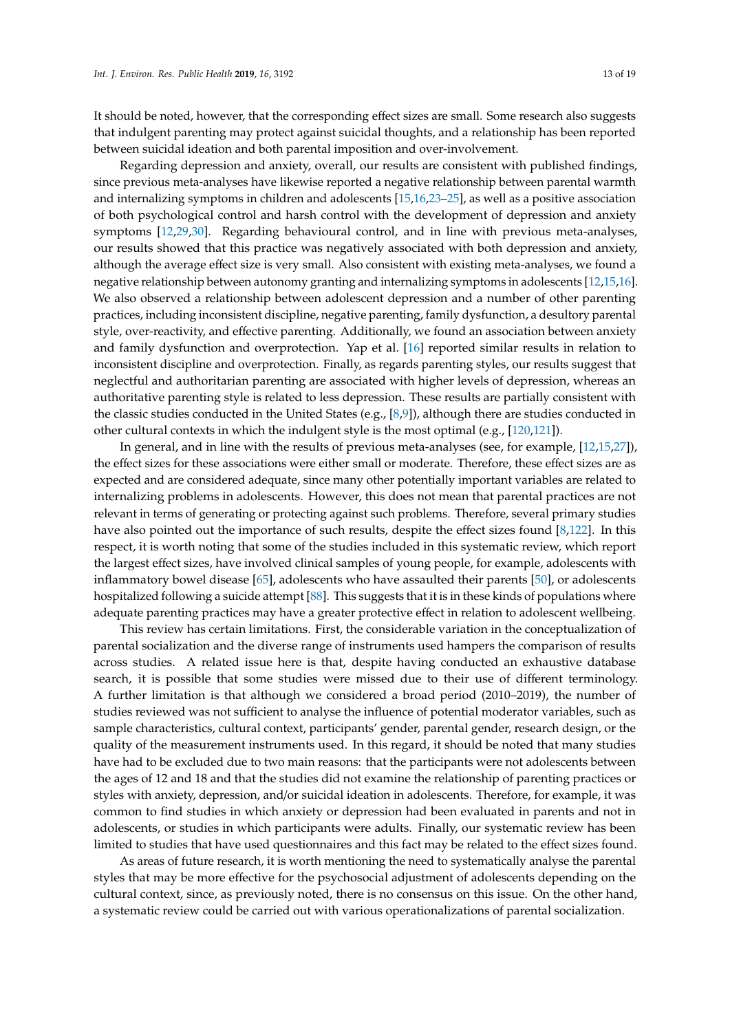It should be noted, however, that the corresponding effect sizes are small. Some research also suggests that indulgent parenting may protect against suicidal thoughts, and a relationship has been reported between suicidal ideation and both parental imposition and over-involvement.

Regarding depression and anxiety, overall, our results are consistent with published findings, since previous meta-analyses have likewise reported a negative relationship between parental warmth and internalizing symptoms in children and adolescents [15,16,23–25], as well as a positive association of both psychological control and harsh control with the development of depression and anxiety symptoms [12,29,30]. Regarding behavioural control, and in line with previous meta-analyses, our results showed that this practice was negatively associated with both depression and anxiety, although the average effect size is very small. Also consistent with existing meta-analyses, we found a negative relationship between autonomy granting and internalizing symptoms in adolescents [12,15,16]. We also observed a relationship between adolescent depression and a number of other parenting practices, including inconsistent discipline, negative parenting, family dysfunction, a desultory parental style, over-reactivity, and effective parenting. Additionally, we found an association between anxiety and family dysfunction and overprotection. Yap et al. [16] reported similar results in relation to inconsistent discipline and overprotection. Finally, as regards parenting styles, our results suggest that neglectful and authoritarian parenting are associated with higher levels of depression, whereas an authoritative parenting style is related to less depression. These results are partially consistent with the classic studies conducted in the United States (e.g., [8,9]), although there are studies conducted in other cultural contexts in which the indulgent style is the most optimal (e.g., [120,121]).

In general, and in line with the results of previous meta-analyses (see, for example, [12,15,27]), the effect sizes for these associations were either small or moderate. Therefore, these effect sizes are as expected and are considered adequate, since many other potentially important variables are related to internalizing problems in adolescents. However, this does not mean that parental practices are not relevant in terms of generating or protecting against such problems. Therefore, several primary studies have also pointed out the importance of such results, despite the effect sizes found [8,122]. In this respect, it is worth noting that some of the studies included in this systematic review, which report the largest effect sizes, have involved clinical samples of young people, for example, adolescents with inflammatory bowel disease [65], adolescents who have assaulted their parents [50], or adolescents hospitalized following a suicide attempt [88]. This suggests that it is in these kinds of populations where adequate parenting practices may have a greater protective effect in relation to adolescent wellbeing.

This review has certain limitations. First, the considerable variation in the conceptualization of parental socialization and the diverse range of instruments used hampers the comparison of results across studies. A related issue here is that, despite having conducted an exhaustive database search, it is possible that some studies were missed due to their use of different terminology. A further limitation is that although we considered a broad period (2010–2019), the number of studies reviewed was not sufficient to analyse the influence of potential moderator variables, such as sample characteristics, cultural context, participants' gender, parental gender, research design, or the quality of the measurement instruments used. In this regard, it should be noted that many studies have had to be excluded due to two main reasons: that the participants were not adolescents between the ages of 12 and 18 and that the studies did not examine the relationship of parenting practices or styles with anxiety, depression, and/or suicidal ideation in adolescents. Therefore, for example, it was common to find studies in which anxiety or depression had been evaluated in parents and not in adolescents, or studies in which participants were adults. Finally, our systematic review has been limited to studies that have used questionnaires and this fact may be related to the effect sizes found.

As areas of future research, it is worth mentioning the need to systematically analyse the parental styles that may be more effective for the psychosocial adjustment of adolescents depending on the cultural context, since, as previously noted, there is no consensus on this issue. On the other hand, a systematic review could be carried out with various operationalizations of parental socialization.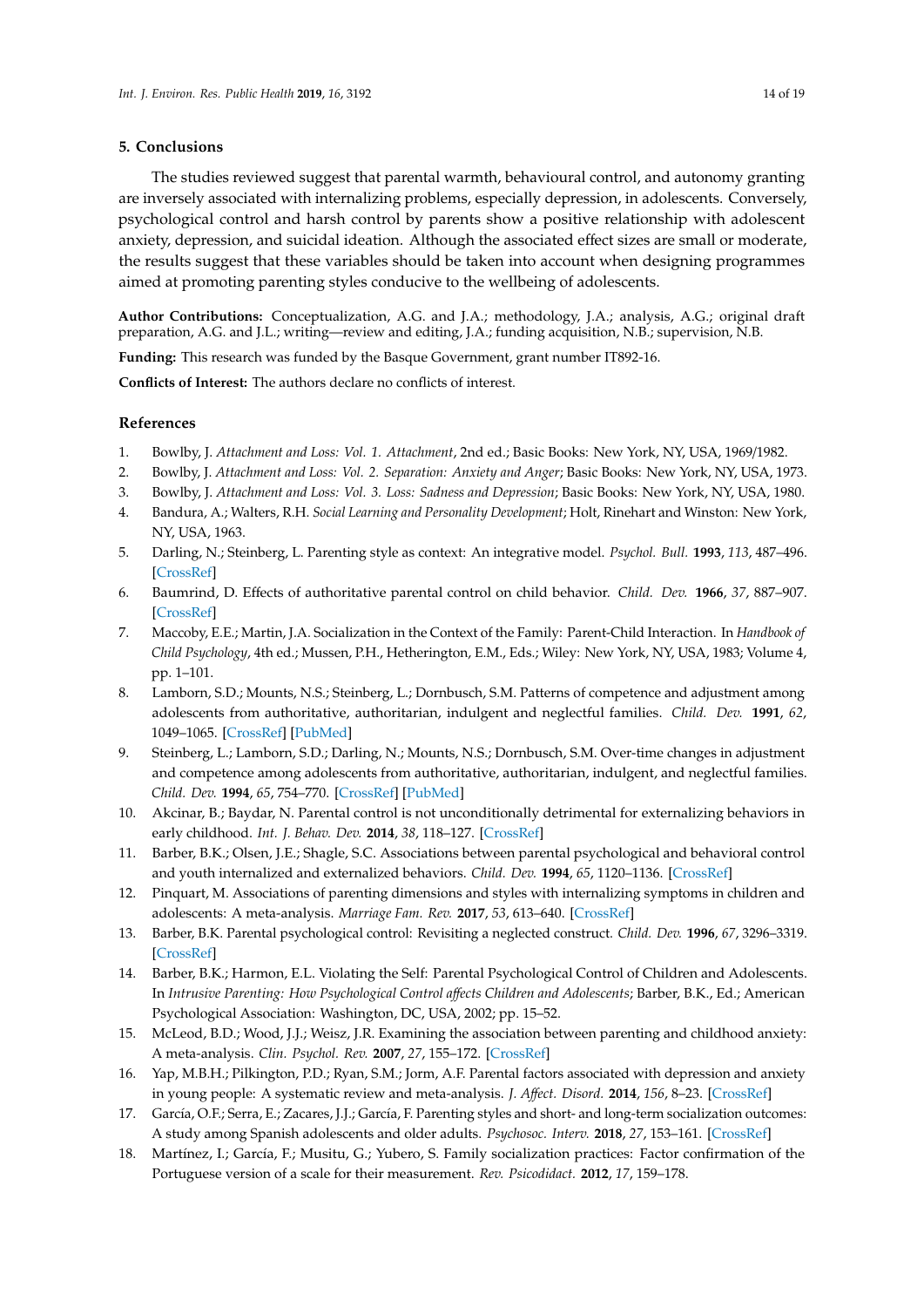## 5. Conclusions

The studies reviewed suggest that parental warmth, behavioural control, and autonomy granting are inversely associated with internalizing problems, especially depression, in adolescents. Conversely, psychological control and harsh control by parents show a positive relationship with adolescent anxiety, depression, and suicidal ideation. Although the associated effect sizes are small or moderate, the results suggest that these variables should be taken into account when designing programmes aimed at promoting parenting styles conducive to the wellbeing of adolescents.

**Author Contributions:** Conceptualization, A.G. and J.A.; methodology, J.A.; analysis, A.G.; original draft preparation, A.G. and J.L.; writing—review and editing, J.A.; funding acquisition, N.B.; supervision, N.B.

**Funding:** This research was funded by the Basque Government, grant number IT892-16.

**Conflicts of Interest:** The authors declare no conflicts of interest.

## References

1. Bowlby, J. *Attachment and Loss: Vol. 1. Attachment*, 2nd ed.; Basic Books: New York, NY, USA, 1969/1982.
2. Bowlby, J. *Attachment and Loss: Vol. 2. Separation: Anxiety and Anger*; Basic Books: New York, NY, USA, 1973.
3. Bowlby, J. *Attachment and Loss: Vol. 3. Loss: Sadness and Depression*; Basic Books: New York, NY, USA, 1980.
4. Bandura, A.; Walters, R.H. *Social Learning and Personality Development*; Holt, Rinehart and Winston: New York, NY, USA, 1963.
5. Darling, N.; Steinberg, L. Parenting style as context: An integrative model. *Psychol. Bull.* **1993**, *113*, 487–496. [CrossRef]
6. Baumrind, D. Effects of authoritative parental control on child behavior. *Child. Dev.* **1966**, *37*, 887–907. [CrossRef]
7. Maccoby, E.E.; Martin, J.A. Socialization in the Context of the Family: Parent-Child Interaction. In *Handbook of Child Psychology*, 4th ed.; Mussen, P.H., Hetherington, E.M., Eds.; Wiley: New York, NY, USA, 1983; Volume 4, pp. 1–101.
8. Lamborn, S.D.; Mounts, N.S.; Steinberg, L.; Dornbusch, S.M. Patterns of competence and adjustment among adolescents from authoritative, authoritarian, indulgent and neglectful families. *Child. Dev.* **1991**, *62*, 1049–1065. [CrossRef] [PubMed]
9. Steinberg, L.; Lamborn, S.D.; Darling, N.; Mounts, N.S.; Dornbusch, S.M. Over-time changes in adjustment and competence among adolescents from authoritative, authoritarian, indulgent, and neglectful families. *Child. Dev.* **1994**, *65*, 754–770. [CrossRef] [PubMed]
10. Akcinar, B.; Baydar, N. Parental control is not unconditionally detrimental for externalizing behaviors in early childhood. *Int. J. Behav. Dev.* **2014**, *38*, 118–127. [CrossRef]
11. Barber, B.K.; Olsen, J.E.; Shagle, S.C. Associations between parental psychological and behavioral control and youth internalized and externalized behaviors. *Child. Dev.* **1994**, *65*, 1120–1136. [CrossRef]
12. Pinquart, M. Associations of parenting dimensions and styles with internalizing symptoms in children and adolescents: A meta-analysis. *Marriage Fam. Rev.* **2017**, *53*, 613–640. [CrossRef]
13. Barber, B.K. Parental psychological control: Revisiting a neglected construct. *Child. Dev.* **1996**, *67*, 3296–3319. [CrossRef]
14. Barber, B.K.; Harmon, E.L. Violating the Self: Parental Psychological Control of Children and Adolescents. In *Intrusive Parenting: How Psychological Control affects Children and Adolescents*; Barber, B.K., Ed.; American Psychological Association: Washington, DC, USA, 2002; pp. 15–52.
15. McLeod, B.D.; Wood, J.J.; Weisz, J.R. Examining the association between parenting and childhood anxiety: A meta-analysis. *Clin. Psychol. Rev.* **2007**, *27*, 155–172. [CrossRef]
16. Yap, M.B.H.; Pilkington, P.D.; Ryan, S.M.; Jorm, A.F. Parental factors associated with depression and anxiety in young people: A systematic review and meta-analysis. *J. Affect. Disord.* **2014**, *156*, 8–23. [CrossRef]
17. García, O.F.; Serra, E.; Zacares, J.J.; García, F. Parenting styles and short- and long-term socialization outcomes: A study among Spanish adolescents and older adults. *Psychosoc. Interv.* **2018**, *27*, 153–161. [CrossRef]
18. Martínez, I.; García, F.; Musitu, G.; Yubero, S. Family socialization practices: Factor confirmation of the Portuguese version of a scale for their measurement. *Rev. Psicodidact.* **2012**, *17*, 159–178.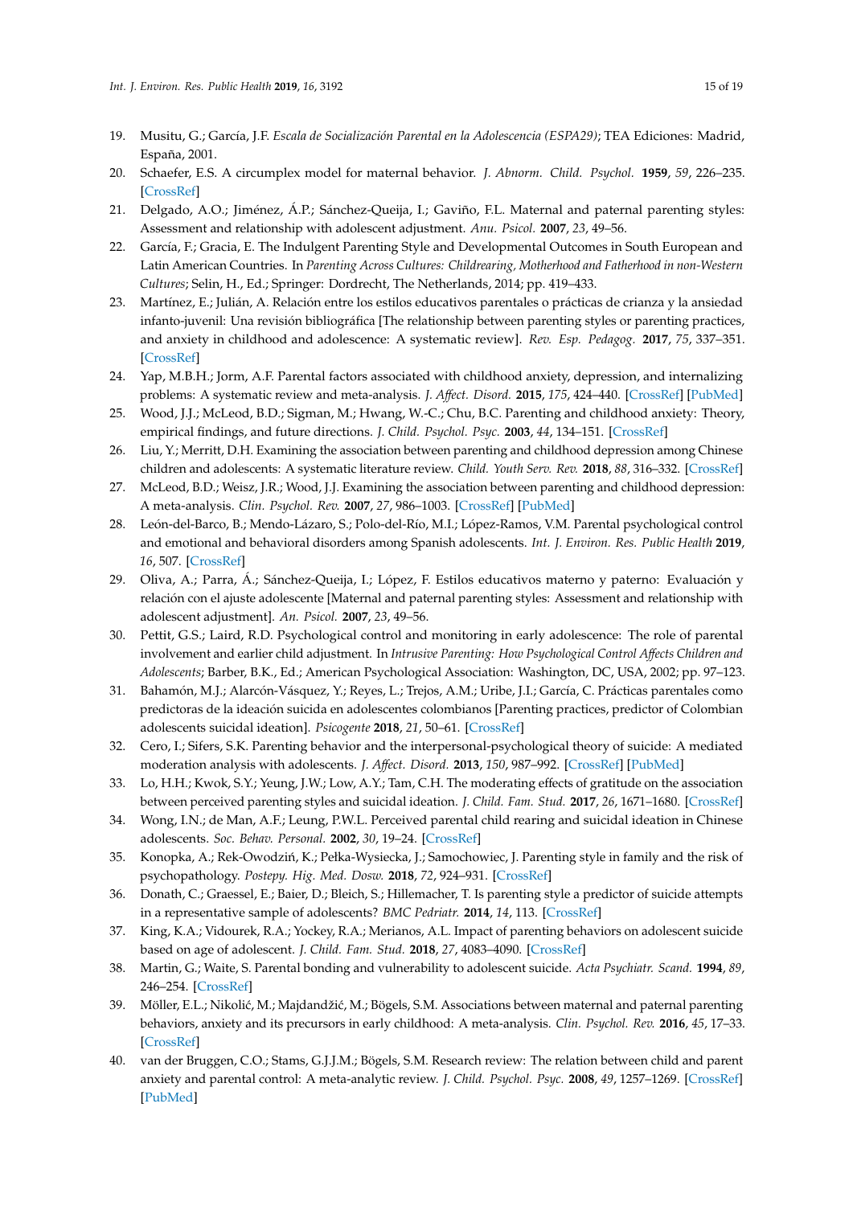19. Musitu, G.; García, J.F. *Escala de Socialización Parental en la Adolescencia (ESPA29)*; TEA Ediciones: Madrid, España, 2001.
20. Schaefer, E.S. A circumplex model for maternal behavior. *J. Abnorm. Child. Psychol.* **1959**, *59*, 226–235. [CrossRef]
21. Delgado, A.O.; Jiménez, Á.P.; Sánchez-Queija, I.; Gaviño, F.L. Maternal and paternal parenting styles: Assessment and relationship with adolescent adjustment. *Anu. Psicol.* **2007**, *23*, 49–56.
22. García, F.; Gracia, E. The Indulgent Parenting Style and Developmental Outcomes in South European and Latin American Countries. In *Parenting Across Cultures: Childrearing, Motherhood and Fatherhood in non-Western Cultures*; Selin, H., Ed.; Springer: Dordrecht, The Netherlands, 2014; pp. 419–433.
23. Martínez, E.; Julián, A. Relación entre los estilos educativos parentales o prácticas de crianza y la ansiedad infanto-juvenil: Una revisión bibliográfica [The relationship between parenting styles or parenting practices, and anxiety in childhood and adolescence: A systematic review]. *Rev. Esp. Pedagog.* **2017**, *75*, 337–351. [CrossRef]
24. Yap, M.B.H.; Jorm, A.F. Parental factors associated with childhood anxiety, depression, and internalizing problems: A systematic review and meta-analysis. *J. Affect. Disord.* **2015**, *175*, 424–440. [CrossRef] [PubMed]
25. Wood, J.J.; McLeod, B.D.; Sigman, M.; Hwang, W.-C.; Chu, B.C. Parenting and childhood anxiety: Theory, empirical findings, and future directions. *J. Child. Psychol. Psyc.* **2003**, *44*, 134–151. [CrossRef]
26. Liu, Y.; Merritt, D.H. Examining the association between parenting and childhood depression among Chinese children and adolescents: A systematic literature review. *Child. Youth Serv. Rev.* **2018**, *88*, 316–332. [CrossRef]
27. McLeod, B.D.; Weisz, J.R.; Wood, J.J. Examining the association between parenting and childhood depression: A meta-analysis. *Clin. Psychol. Rev.* **2007**, *27*, 986–1003. [CrossRef] [PubMed]
28. León-del-Barco, B.; Mendo-Lázaro, S.; Polo-del-Río, M.I.; López-Ramos, V.M. Parental psychological control and emotional and behavioral disorders among Spanish adolescents. *Int. J. Environ. Res. Public Health* **2019**, *16*, 507. [CrossRef]
29. Oliva, A.; Parra, Á.; Sánchez-Queija, I.; López, F. Estilos educativos materno y paterno: Evaluación y relación con el ajuste adolescente [Maternal and paternal parenting styles: Assessment and relationship with adolescent adjustment]. *An. Psicol.* **2007**, *23*, 49–56.
30. Pettit, G.S.; Laird, R.D. Psychological control and monitoring in early adolescence: The role of parental involvement and earlier child adjustment. In *Intrusive Parenting: How Psychological Control Affects Children and Adolescents*; Barber, B.K., Ed.; American Psychological Association: Washington, DC, USA, 2002; pp. 97–123.
31. Bahamón, M.J.; Alarcón-Vásquez, Y.; Reyes, L.; Trejos, A.M.; Uribe, J.I.; García, C. Prácticas parentales como predictoras de la ideación suicida en adolescentes colombianos [Parenting practices, predictor of Colombian adolescents suicidal ideation]. *Psicogente* **2018**, *21*, 50–61. [CrossRef]
32. Cero, I.; Sifers, S.K. Parenting behavior and the interpersonal-psychological theory of suicide: A mediated moderation analysis with adolescents. *J. Affect. Disord.* **2013**, *150*, 987–992. [CrossRef] [PubMed]
33. Lo, H.H.; Kwok, S.Y.; Yeung, J.W.; Low, A.Y.; Tam, C.H. The moderating effects of gratitude on the association between perceived parenting styles and suicidal ideation. *J. Child. Fam. Stud.* **2017**, *26*, 1671–1680. [CrossRef]
34. Wong, I.N.; de Man, A.F.; Leung, P.W.L. Perceived parental child rearing and suicidal ideation in Chinese adolescents. *Soc. Behav. Personal.* **2002**, *30*, 19–24. [CrossRef]
35. Konopka, A.; Rek-Owodziń, K.; Pełka-Wysiecka, J.; Samochowiec, J. Parenting style in family and the risk of psychopathology. *Postepy. Hig. Med. Dosw.* **2018**, *72*, 924–931. [CrossRef]
36. Donath, C.; Graessel, E.; Baier, D.; Bleich, S.; Hillemacher, T. Is parenting style a predictor of suicide attempts in a representative sample of adolescents? *BMC Pedriatr.* **2014**, *14*, 113. [CrossRef]
37. King, K.A.; Vidourek, R.A.; Yockey, R.A.; Merianos, A.L. Impact of parenting behaviors on adolescent suicide based on age of adolescent. *J. Child. Fam. Stud.* **2018**, *27*, 4083–4090. [CrossRef]
38. Martin, G.; Waite, S. Parental bonding and vulnerability to adolescent suicide. *Acta Psychiatr. Scand.* **1994**, *89*, 246–254. [CrossRef]
39. Möller, E.L.; Nikolić, M.; Majdandžić, M.; Bögels, S.M. Associations between maternal and paternal parenting behaviors, anxiety and its precursors in early childhood: A meta-analysis. *Clin. Psychol. Rev.* **2016**, *45*, 17–33. [CrossRef]
40. van der Bruggen, C.O.; Stams, G.J.J.M.; Bögels, S.M. Research review: The relation between child and parent anxiety and parental control: A meta-analytic review. *J. Child. Psychol. Psyc.* **2008**, *49*, 1257–1269. [CrossRef] [PubMed]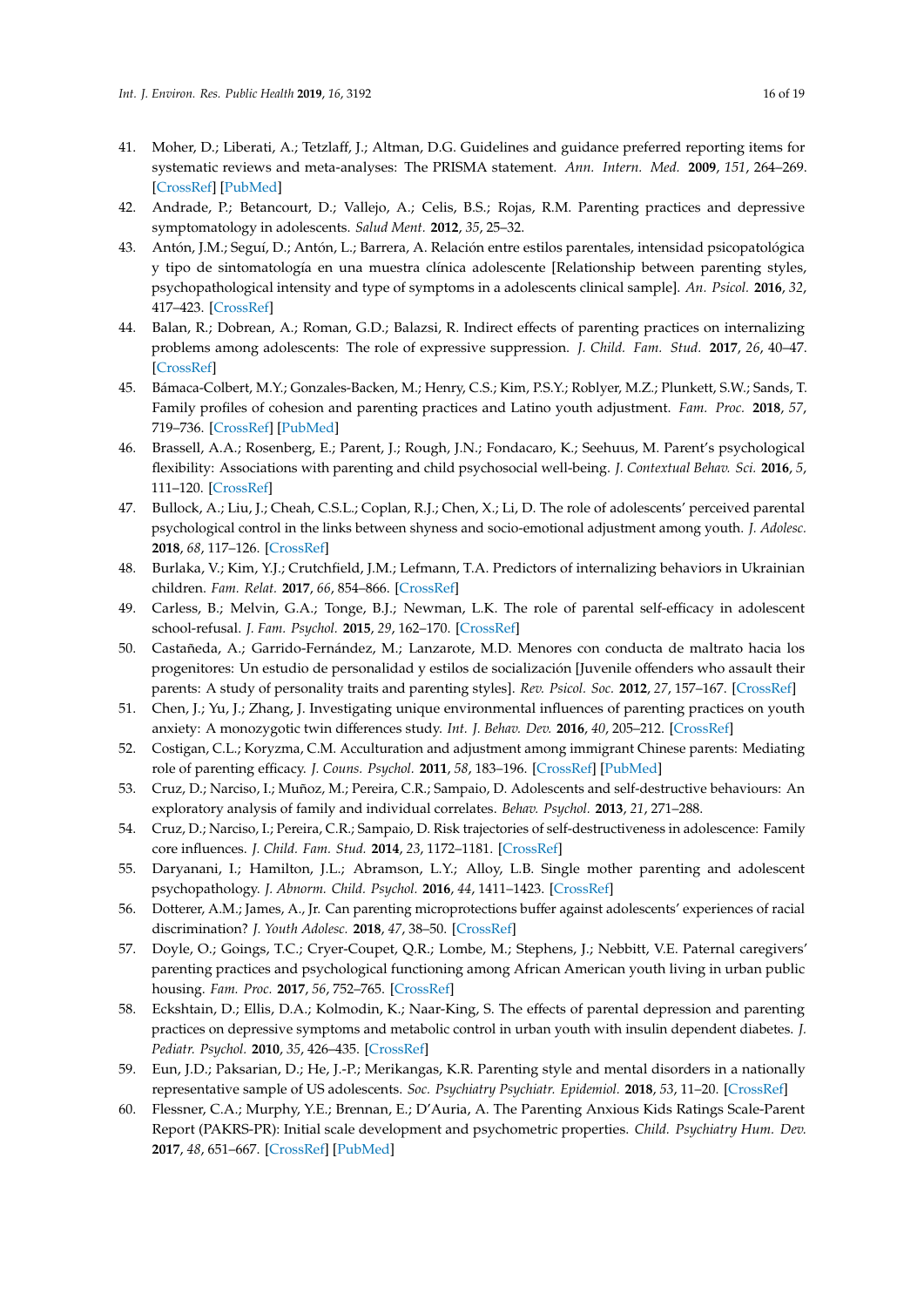41. Moher, D.; Liberati, A.; Tetzlaff, J.; Altman, D.G. Guidelines and guidance preferred reporting items for systematic reviews and meta-analyses: The PRISMA statement. *Ann. Intern. Med.* **2009**, *151*, 264–269. [CrossRef] [PubMed]
42. Andrade, P.; Betancourt, D.; Vallejo, A.; Celis, B.S.; Rojas, R.M. Parenting practices and depressive symptomatology in adolescents. *Salud Ment.* **2012**, *35*, 25–32.
43. Antón, J.M.; Seguí, D.; Antón, L.; Barrera, A. Relación entre estilos parentales, intensidad psicopatológica y tipo de sintomatología en una muestra clínica adolescente [Relationship between parenting styles, psychopathological intensity and type of symptoms in a adolescents clinical sample]. *An. Psicol.* **2016**, *32*, 417–423. [CrossRef]
44. Balan, R.; Dobrean, A.; Roman, G.D.; Balazsi, R. Indirect effects of parenting practices on internalizing problems among adolescents: The role of expressive suppression. *J. Child. Fam. Stud.* **2017**, *26*, 40–47. [CrossRef]
45. Bámaca-Colbert, M.Y.; Gonzales-Backen, M.; Henry, C.S.; Kim, P.S.Y.; Roblyer, M.Z.; Plunkett, S.W.; Sands, T. Family profiles of cohesion and parenting practices and Latino youth adjustment. *Fam. Proc.* **2018**, *57*, 719–736. [CrossRef] [PubMed]
46. Brassell, A.A.; Rosenberg, E.; Parent, J.; Rough, J.N.; Fondacaro, K.; Seehuus, M. Parent's psychological flexibility: Associations with parenting and child psychosocial well-being. *J. Contextual Behav. Sci.* **2016**, *5*, 111–120. [CrossRef]
47. Bullock, A.; Liu, J.; Cheah, C.S.L.; Coplan, R.J.; Chen, X.; Li, D. The role of adolescents' perceived parental psychological control in the links between shyness and socio-emotional adjustment among youth. *J. Adolesc.* **2018**, *68*, 117–126. [CrossRef]
48. Burlaka, V.; Kim, Y.J.; Crutchfield, J.M.; Lefmann, T.A. Predictors of internalizing behaviors in Ukrainian children. *Fam. Relat.* **2017**, *66*, 854–866. [CrossRef]
49. Carless, B.; Melvin, G.A.; Tonge, B.J.; Newman, L.K. The role of parental self-efficacy in adolescent school-refusal. *J. Fam. Psychol.* **2015**, *29*, 162–170. [CrossRef]
50. Castañeda, A.; Garrido-Fernández, M.; Lanzarote, M.D. Menores con conducta de maltrato hacia los progenitores: Un estudio de personalidad y estilos de socialización [Juvenile offenders who assault their parents: A study of personality traits and parenting styles]. *Rev. Psicol. Soc.* **2012**, *27*, 157–167. [CrossRef]
51. Chen, J.; Yu, J.; Zhang, J. Investigating unique environmental influences of parenting practices on youth anxiety: A monozygotic twin differences study. *Int. J. Behav. Dev.* **2016**, *40*, 205–212. [CrossRef]
52. Costigan, C.L.; Koryzma, C.M. Acculturation and adjustment among immigrant Chinese parents: Mediating role of parenting efficacy. *J. Couns. Psychol.* **2011**, *58*, 183–196. [CrossRef] [PubMed]
53. Cruz, D.; Narciso, I.; Muñoz, M.; Pereira, C.R.; Sampaio, D. Adolescents and self-destructive behaviours: An exploratory analysis of family and individual correlates. *Behav. Psychol.* **2013**, *21*, 271–288.
54. Cruz, D.; Narciso, I.; Pereira, C.R.; Sampaio, D. Risk trajectories of self-destructiveness in adolescence: Family core influences. *J. Child. Fam. Stud.* **2014**, *23*, 1172–1181. [CrossRef]
55. Daryanani, I.; Hamilton, J.L.; Abramson, L.Y.; Alloy, L.B. Single mother parenting and adolescent psychopathology. *J. Abnorm. Child. Psychol.* **2016**, *44*, 1411–1423. [CrossRef]
56. Dotterer, A.M.; James, A., Jr. Can parenting microprotections buffer against adolescents' experiences of racial discrimination? *J. Youth Adolesc.* **2018**, *47*, 38–50. [CrossRef]
57. Doyle, O.; Goings, T.C.; Cryer-Coupet, Q.R.; Lombe, M.; Stephens, J.; Nebbitt, V.E. Paternal caregivers' parenting practices and psychological functioning among African American youth living in urban public housing. *Fam. Proc.* **2017**, *56*, 752–765. [CrossRef]
58. Eckshtain, D.; Ellis, D.A.; Kolmodin, K.; Naar-King, S. The effects of parental depression and parenting practices on depressive symptoms and metabolic control in urban youth with insulin dependent diabetes. *J. Pediatr. Psychol.* **2010**, *35*, 426–435. [CrossRef]
59. Eun, J.D.; Paksarian, D.; He, J.-P.; Merikangas, K.R. Parenting style and mental disorders in a nationally representative sample of US adolescents. *Soc. Psychiatry Psychiatr. Epidemiol.* **2018**, *53*, 11–20. [CrossRef]
60. Flessner, C.A.; Murphy, Y.E.; Brennan, E.; D'Auria, A. The Parenting Anxious Kids Ratings Scale-Parent Report (PAKRS-PR): Initial scale development and psychometric properties. *Child. Psychiatry Hum. Dev.* **2017**, *48*, 651–667. [CrossRef] [PubMed]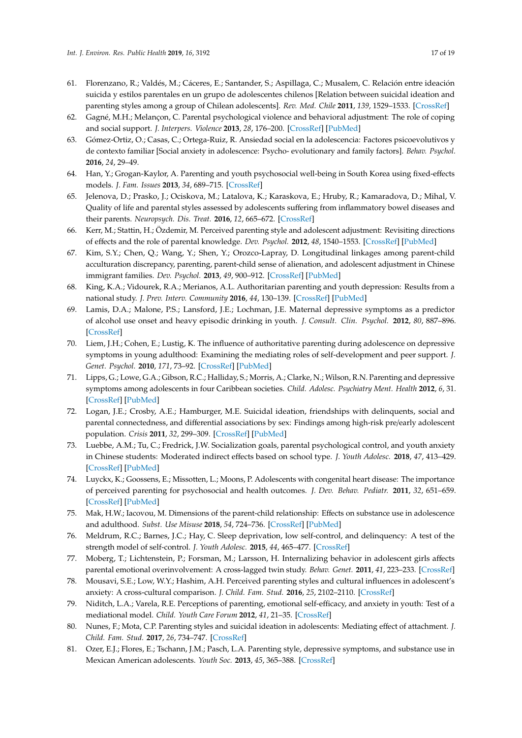61. Florenzano, R.; Valdés, M.; Cáceres, E.; Santander, S.; Aspillaga, C.; Musalem, C. Relación entre ideación suicida y estilos parentales en un grupo de adolescentes chilenos [Relation between suicidal ideation and parenting styles among a group of Chilean adolescents]. *Rev. Med. Chile* **2011**, *139*, 1529–1533. [CrossRef]
62. Gagné, M.H.; Melançon, C. Parental psychological violence and behavioral adjustment: The role of coping and social support. *J. Interpers. Violence* **2013**, *28*, 176–200. [CrossRef] [PubMed]
63. Gómez-Ortiz, O.; Casas, C.; Ortega-Ruiz, R. Ansiedad social en la adolescencia: Factores psicoevolutivos y de contexto familiar [Social anxiety in adolescence: Psycho- evolutionary and family factors]. *Behav. Psychol.* **2016**, *24*, 29–49.
64. Han, Y.; Grogan-Kaylor, A. Parenting and youth psychosocial well-being in South Korea using fixed-effects models. *J. Fam. Issues* **2013**, *34*, 689–715. [CrossRef]
65. Jelenova, D.; Prasko, J.; Ociskova, M.; Latalova, K.; Karaskova, E.; Hruby, R.; Kamaradova, D.; Mihal, V. Quality of life and parental styles assessed by adolescents suffering from inflammatory bowel diseases and their parents. *Neuropsych. Dis. Treat.* **2016**, *12*, 665–672. [CrossRef]
66. Kerr, M.; Stattin, H.; Özdemir, M. Perceived parenting style and adolescent adjustment: Revisiting directions of effects and the role of parental knowledge. *Dev. Psychol.* **2012**, *48*, 1540–1553. [CrossRef] [PubMed]
67. Kim, S.Y.; Chen, Q.; Wang, Y.; Shen, Y.; Orozco-Lapray, D. Longitudinal linkages among parent-child acculturation discrepancy, parenting, parent-child sense of alienation, and adolescent adjustment in Chinese immigrant families. *Dev. Psychol.* **2013**, *49*, 900–912. [CrossRef] [PubMed]
68. King, K.A.; Vidourek, R.A.; Merianos, A.L. Authoritarian parenting and youth depression: Results from a national study. *J. Prev. Interv. Community* **2016**, *44*, 130–139. [CrossRef] [PubMed]
69. Lamis, D.A.; Malone, P.S.; Lansford, J.E.; Lochman, J.E. Maternal depressive symptoms as a predictor of alcohol use onset and heavy episodic drinking in youth. *J. Consult. Clin. Psychol.* **2012**, *80*, 887–896. [CrossRef]
70. Liem, J.H.; Cohen, E.; Lustig, K. The influence of authoritative parenting during adolescence on depressive symptoms in young adulthood: Examining the mediating roles of self-development and peer support. *J. Genet. Psychol.* **2010**, *171*, 73–92. [CrossRef] [PubMed]
71. Lipps, G.; Lowe, G.A.; Gibson, R.C.; Halliday, S.; Morris, A.; Clarke, N.; Wilson, R.N. Parenting and depressive symptoms among adolescents in four Caribbean societies. *Child. Adolesc. Psychiatry Ment. Health* **2012**, *6*, 31. [CrossRef] [PubMed]
72. Logan, J.E.; Crosby, A.E.; Hamburger, M.E. Suicidal ideation, friendships with delinquents, social and parental connectedness, and differential associations by sex: Findings among high-risk pre/early adolescent population. *Crisis* **2011**, *32*, 299–309. [CrossRef] [PubMed]
73. Luebbe, A.M.; Tu, C.; Fredrick, J.W. Socialization goals, parental psychological control, and youth anxiety in Chinese students: Moderated indirect effects based on school type. *J. Youth Adolesc.* **2018**, *47*, 413–429. [CrossRef] [PubMed]
74. Luyckx, K.; Goossens, E.; Missotten, L.; Moons, P. Adolescents with congenital heart disease: The importance of perceived parenting for psychosocial and health outcomes. *J. Dev. Behav. Pediatr.* **2011**, *32*, 651–659. [CrossRef] [PubMed]
75. Mak, H.W.; Iacovou, M. Dimensions of the parent-child relationship: Effects on substance use in adolescence and adulthood. *Subst. Use Misuse* **2018**, *54*, 724–736. [CrossRef] [PubMed]
76. Meldrum, R.C.; Barnes, J.C.; Hay, C. Sleep deprivation, low self-control, and delinquency: A test of the strength model of self-control. *J. Youth Adolesc.* **2015**, *44*, 465–477. [CrossRef]
77. Moberg, T.; Lichtenstein, P.; Forsman, M.; Larsson, H. Internalizing behavior in adolescent girls affects parental emotional overinvolvement: A cross-lagged twin study. *Behav. Genet.* **2011**, *41*, 223–233. [CrossRef]
78. Mousavi, S.E.; Low, W.Y.; Hashim, A.H. Perceived parenting styles and cultural influences in adolescent's anxiety: A cross-cultural comparison. *J. Child. Fam. Stud.* **2016**, *25*, 2102–2110. [CrossRef]
79. Niditch, L.A.; Varela, R.E. Perceptions of parenting, emotional self-efficacy, and anxiety in youth: Test of a mediational model. *Child. Youth Care Forum* **2012**, *41*, 21–35. [CrossRef]
80. Nunes, F.; Mota, C.P. Parenting styles and suicidal ideation in adolescents: Mediating effect of attachment. *J. Child. Fam. Stud.* **2017**, *26*, 734–747. [CrossRef]
81. Ozer, E.J.; Flores, E.; Tschann, J.M.; Pasch, L.A. Parenting style, depressive symptoms, and substance use in Mexican American adolescents. *Youth Soc.* **2013**, *45*, 365–388. [CrossRef]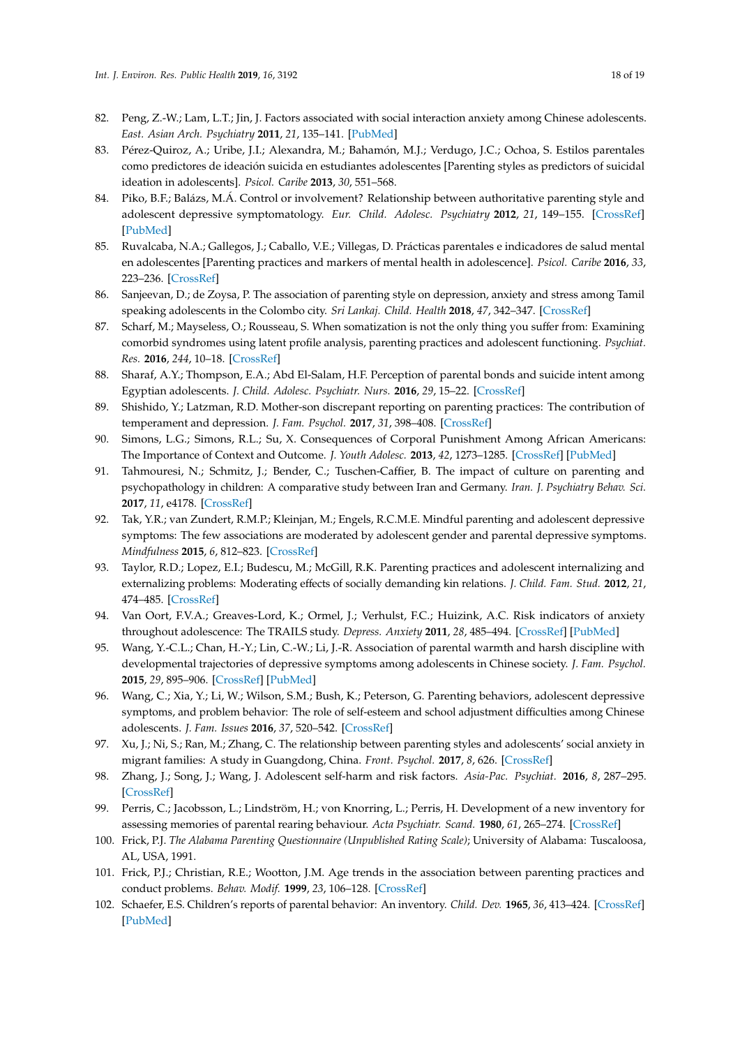82. Peng, Z.-W.; Lam, L.T.; Jin, J. Factors associated with social interaction anxiety among Chinese adolescents. *East. Asian Arch. Psychiatry* **2011**, *21*, 135–141. [PubMed]
83. Pérez-Quiroz, A.; Uribe, J.I.; Alexandra, M.; Bahamón, M.J.; Verdugo, J.C.; Ochoa, S. Estilos parentales como predictores de ideación suicida en estudiantes adolescentes [Parenting styles as predictors of suicidal ideation in adolescents]. *Psicol. Caribe* **2013**, *30*, 551–568.
84. Piko, B.F.; Balázs, M.Á. Control or involvement? Relationship between authoritative parenting style and adolescent depressive symptomatology. *Eur. Child. Adolesc. Psychiatry* **2012**, *21*, 149–155. [CrossRef] [PubMed]
85. Ruvalcaba, N.A.; Gallegos, J.; Caballo, V.E.; Villegas, D. Prácticas parentales e indicadores de salud mental en adolescentes [Parenting practices and markers of mental health in adolescence]. *Psicol. Caribe* **2016**, *33*, 223–236. [CrossRef]
86. Sanjeevan, D.; de Zoysa, P. The association of parenting style on depression, anxiety and stress among Tamil speaking adolescents in the Colombo city. *Sri Lankaj. Child. Health* **2018**, *47*, 342–347. [CrossRef]
87. Scharf, M.; Mayseless, O.; Rousseau, S. When somatization is not the only thing you suffer from: Examining comorbid syndromes using latent profile analysis, parenting practices and adolescent functioning. *Psychiat. Res.* **2016**, *244*, 10–18. [CrossRef]
88. Sharaf, A.Y.; Thompson, E.A.; Abd El-Salam, H.F. Perception of parental bonds and suicide intent among Egyptian adolescents. *J. Child. Adolesc. Psychiatr. Nurs.* **2016**, *29*, 15–22. [CrossRef]
89. Shishido, Y.; Latzman, R.D. Mother-son discrepant reporting on parenting practices: The contribution of temperament and depression. *J. Fam. Psychol.* **2017**, *31*, 398–408. [CrossRef]
90. Simons, L.G.; Simons, R.L.; Su, X. Consequences of Corporal Punishment Among African Americans: The Importance of Context and Outcome. *J. Youth Adolesc.* **2013**, *42*, 1273–1285. [CrossRef] [PubMed]
91. Tahmouresi, N.; Schmitz, J.; Bender, C.; Tuschen-Caffier, B. The impact of culture on parenting and psychopathology in children: A comparative study between Iran and Germany. *Iran. J. Psychiatry Behav. Sci.* **2017**, *11*, e4178. [CrossRef]
92. Tak, Y.R.; van Zundert, R.M.P.; Kleinjan, M.; Engels, R.C.M.E. Mindful parenting and adolescent depressive symptoms: The few associations are moderated by adolescent gender and parental depressive symptoms. *Mindfulness* **2015**, *6*, 812–823. [CrossRef]
93. Taylor, R.D.; Lopez, E.I.; Budescu, M.; McGill, R.K. Parenting practices and adolescent internalizing and externalizing problems: Moderating effects of socially demanding kin relations. *J. Child. Fam. Stud.* **2012**, *21*, 474–485. [CrossRef]
94. Van Oort, F.V.A.; Greaves-Lord, K.; Ormel, J.; Verhulst, F.C.; Huizink, A.C. Risk indicators of anxiety throughout adolescence: The TRAILS study. *Depress. Anxiety* **2011**, *28*, 485–494. [CrossRef] [PubMed]
95. Wang, Y.-C.L.; Chan, H.-Y.; Lin, C.-W.; Li, J.-R. Association of parental warmth and harsh discipline with developmental trajectories of depressive symptoms among adolescents in Chinese society. *J. Fam. Psychol.* **2015**, *29*, 895–906. [CrossRef] [PubMed]
96. Wang, C.; Xia, Y.; Li, W.; Wilson, S.M.; Bush, K.; Peterson, G. Parenting behaviors, adolescent depressive symptoms, and problem behavior: The role of self-esteem and school adjustment difficulties among Chinese adolescents. *J. Fam. Issues* **2016**, *37*, 520–542. [CrossRef]
97. Xu, J.; Ni, S.; Ran, M.; Zhang, C. The relationship between parenting styles and adolescents' social anxiety in migrant families: A study in Guangdong, China. *Front. Psychol.* **2017**, *8*, 626. [CrossRef]
98. Zhang, J.; Song, J.; Wang, J. Adolescent self-harm and risk factors. *Asia-Pac. Psychiat.* **2016**, *8*, 287–295. [CrossRef]
99. Perris, C.; Jacobsson, L.; Lindström, H.; von Knorring, L.; Perris, H. Development of a new inventory for assessing memories of parental rearing behaviour. *Acta Psychiatr. Scand.* **1980**, *61*, 265–274. [CrossRef]
100. Frick, P.J. *The Alabama Parenting Questionnaire (Unpublished Rating Scale)*; University of Alabama: Tuscaloosa, AL, USA, 1991.
101. Frick, P.J.; Christian, R.E.; Wootton, J.M. Age trends in the association between parenting practices and conduct problems. *Behav. Modif.* **1999**, *23*, 106–128. [CrossRef]
102. Schaefer, E.S. Children's reports of parental behavior: An inventory. *Child. Dev.* **1965**, *36*, 413–424. [CrossRef] [PubMed]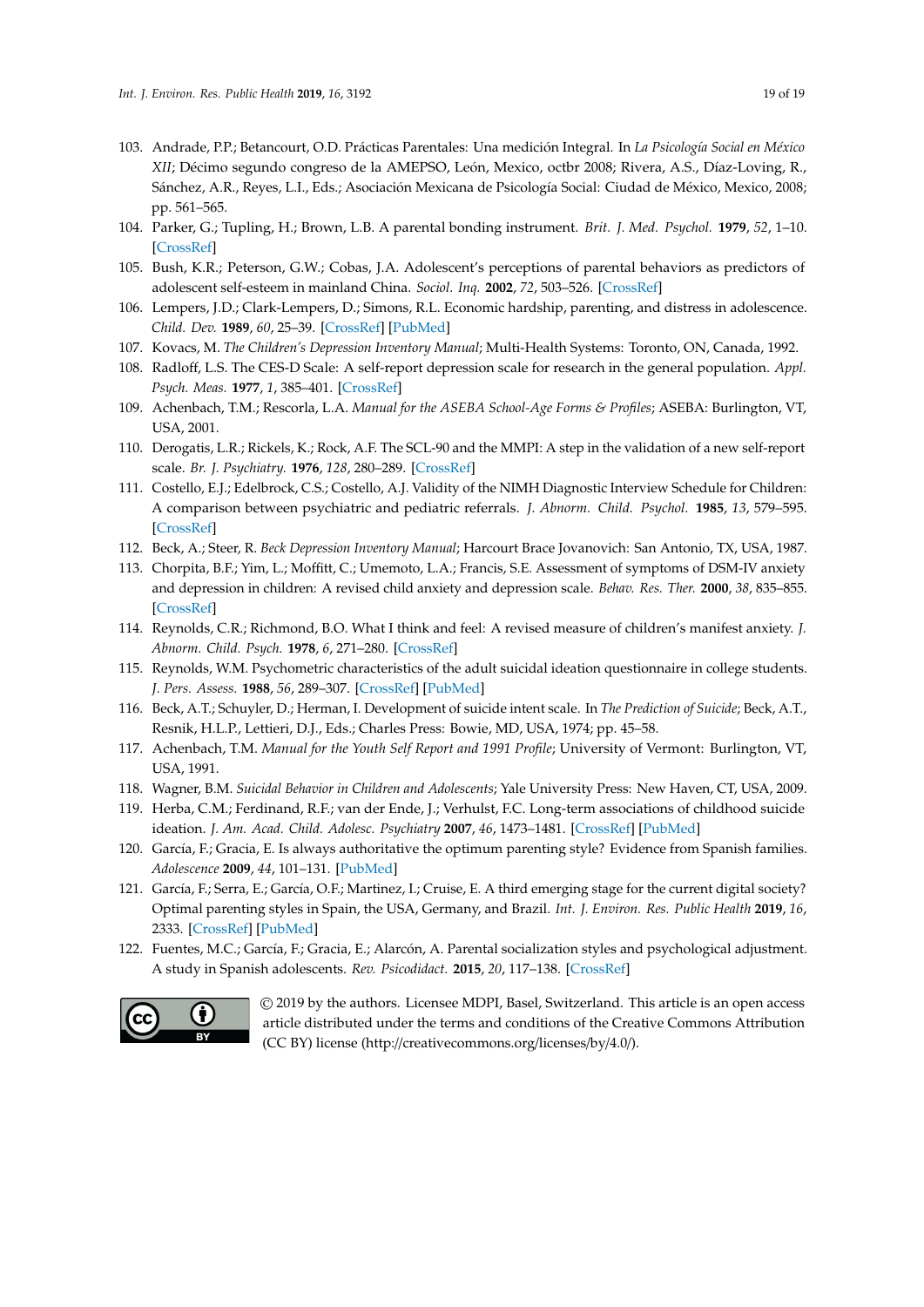103. Andrade, P.P.; Betancourt, O.D. Prácticas Parentales: Una medición Integral. In *La Psicología Social en México XII*; Décimo segundo congreso de la AMEPSO, León, Mexico, octbr 2008; Rivera, A.S., Díaz-Loving, R., Sánchez, A.R., Reyes, L.I., Eds.; Asociación Mexicana de Psicología Social: Ciudad de México, Mexico, 2008; pp. 561–565.
104. Parker, G.; Tupling, H.; Brown, L.B. A parental bonding instrument. *Brit. J. Med. Psychol.* **1979**, *52*, 1–10. [CrossRef]
105. Bush, K.R.; Peterson, G.W.; Cobas, J.A. Adolescent's perceptions of parental behaviors as predictors of adolescent self-esteem in mainland China. *Sociol. Inq.* **2002**, *72*, 503–526. [CrossRef]
106. Lempers, J.D.; Clark-Lempers, D.; Simons, R.L. Economic hardship, parenting, and distress in adolescence. *Child. Dev.* **1989**, *60*, 25–39. [CrossRef] [PubMed]
107. Kovacs, M. *The Children's Depression Inventory Manual*; Multi-Health Systems: Toronto, ON, Canada, 1992.
108. Radloff, L.S. The CES-D Scale: A self-report depression scale for research in the general population. *Appl. Psych. Meas.* **1977**, *1*, 385–401. [CrossRef]
109. Achenbach, T.M.; Rescorla, L.A. *Manual for the ASEBA School-Age Forms & Profiles*; ASEBA: Burlington, VT, USA, 2001.
110. Derogatis, L.R.; Rickels, K.; Rock, A.F. The SCL-90 and the MMPI: A step in the validation of a new self-report scale. *Br. J. Psychiatry.* **1976**, *128*, 280–289. [CrossRef]
111. Costello, E.J.; Edelbrock, C.S.; Costello, A.J. Validity of the NIMH Diagnostic Interview Schedule for Children: A comparison between psychiatric and pediatric referrals. *J. Abnorm. Child. Psychol.* **1985**, *13*, 579–595. [CrossRef]
112. Beck, A.; Steer, R. *Beck Depression Inventory Manual*; Harcourt Brace Jovanovich: San Antonio, TX, USA, 1987.
113. Chorpita, B.F.; Yim, L.; Moffitt, C.; Umemoto, L.A.; Francis, S.E. Assessment of symptoms of DSM-IV anxiety and depression in children: A revised child anxiety and depression scale. *Behav. Res. Ther.* **2000**, *38*, 835–855. [CrossRef]
114. Reynolds, C.R.; Richmond, B.O. What I think and feel: A revised measure of children's manifest anxiety. *J. Abnorm. Child. Psych.* **1978**, *6*, 271–280. [CrossRef]
115. Reynolds, W.M. Psychometric characteristics of the adult suicidal ideation questionnaire in college students. *J. Pers. Assess.* **1988**, *56*, 289–307. [CrossRef] [PubMed]
116. Beck, A.T.; Schuyler, D.; Herman, I. Development of suicide intent scale. In *The Prediction of Suicide*; Beck, A.T., Resnik, H.L.P., Lettieri, D.J., Eds.; Charles Press: Bowie, MD, USA, 1974; pp. 45–58.
117. Achenbach, T.M. *Manual for the Youth Self Report and 1991 Profile*; University of Vermont: Burlington, VT, USA, 1991.
118. Wagner, B.M. *Suicidal Behavior in Children and Adolescents*; Yale University Press: New Haven, CT, USA, 2009.
119. Herba, C.M.; Ferdinand, R.F.; van der Ende, J.; Verhulst, F.C. Long-term associations of childhood suicide ideation. *J. Am. Acad. Child. Adolesc. Psychiatry* **2007**, *46*, 1473–1481. [CrossRef] [PubMed]
120. García, F.; Gracia, E. Is always authoritative the optimum parenting style? Evidence from Spanish families. *Adolescence* **2009**, *44*, 101–131. [PubMed]
121. García, F.; Serra, E.; García, O.F.; Martinez, I.; Cruise, E. A third emerging stage for the current digital society? Optimal parenting styles in Spain, the USA, Germany, and Brazil. *Int. J. Environ. Res. Public Health* **2019**, *16*, 2333. [CrossRef] [PubMed]
122. Fuentes, M.C.; García, F.; Gracia, E.; Alarcón, A. Parental socialization styles and psychological adjustment. A study in Spanish adolescents. *Rev. Psicodidact.* **2015**, *20*, 117–138. [CrossRef]

© 2019 by the authors. Licensee MDPI, Basel, Switzerland. This article is an open access article distributed under the terms and conditions of the Creative Commons Attribution (CC BY) license (http://creativecommons.org/licenses/by/4.0/).